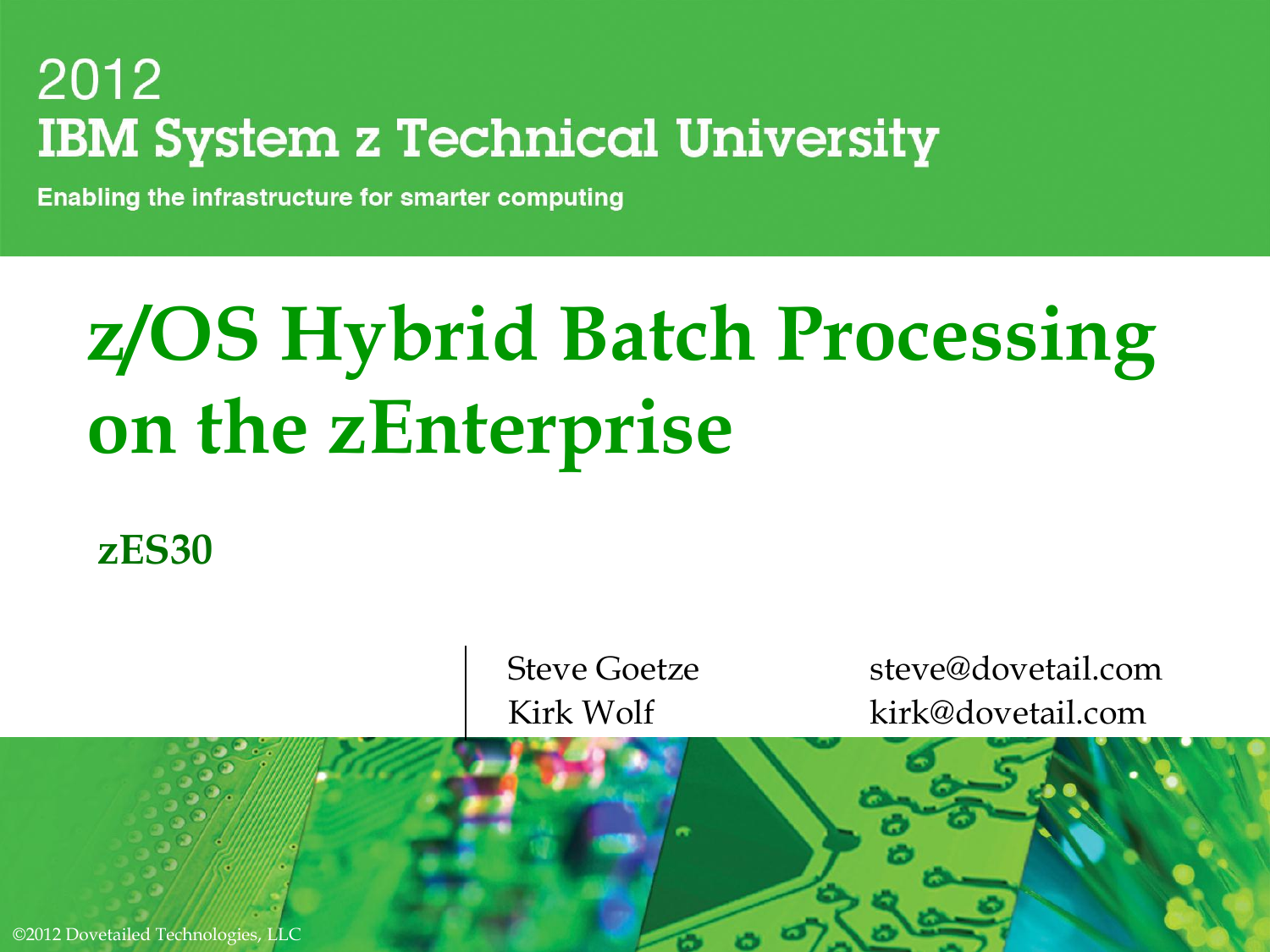2012

**IBM System z Technical University**

Enabling the infrastructure for smarter computing

# z/OS Hybrid Batch Processing on the zEnterprise

**zES30**

| | |
|---|---|
| Steve Goetze | steve@dovetail.com |
| Kirk Wolf | kirk@dovetail.com |

©2012 Dovetailed Technologies, LLC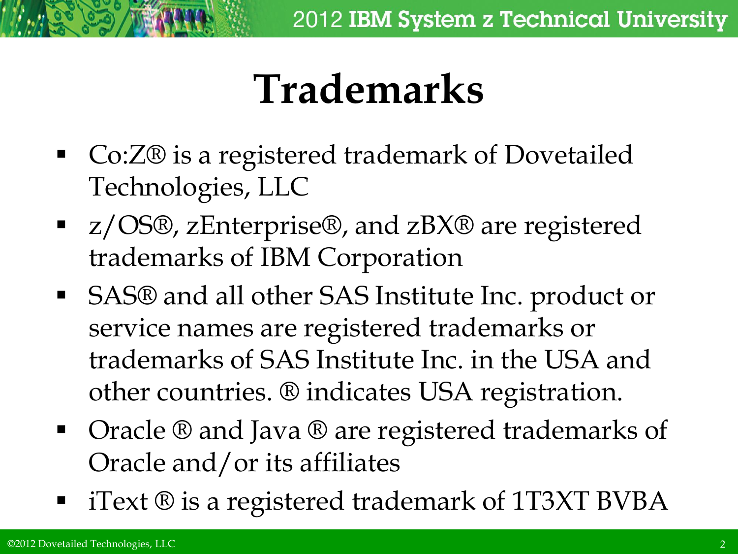# Trademarks

- Co:Z® is a registered trademark of Dovetailed Technologies, LLC
- z/OS®, zEnterprise®, and zBX® are registered trademarks of IBM Corporation
- SAS® and all other SAS Institute Inc. product or service names are registered trademarks or trademarks of SAS Institute Inc. in the USA and other countries. ® indicates USA registration.
- Oracle ® and Java ® are registered trademarks of Oracle and/or its affiliates
- iText ® is a registered trademark of 1T3XT BVBA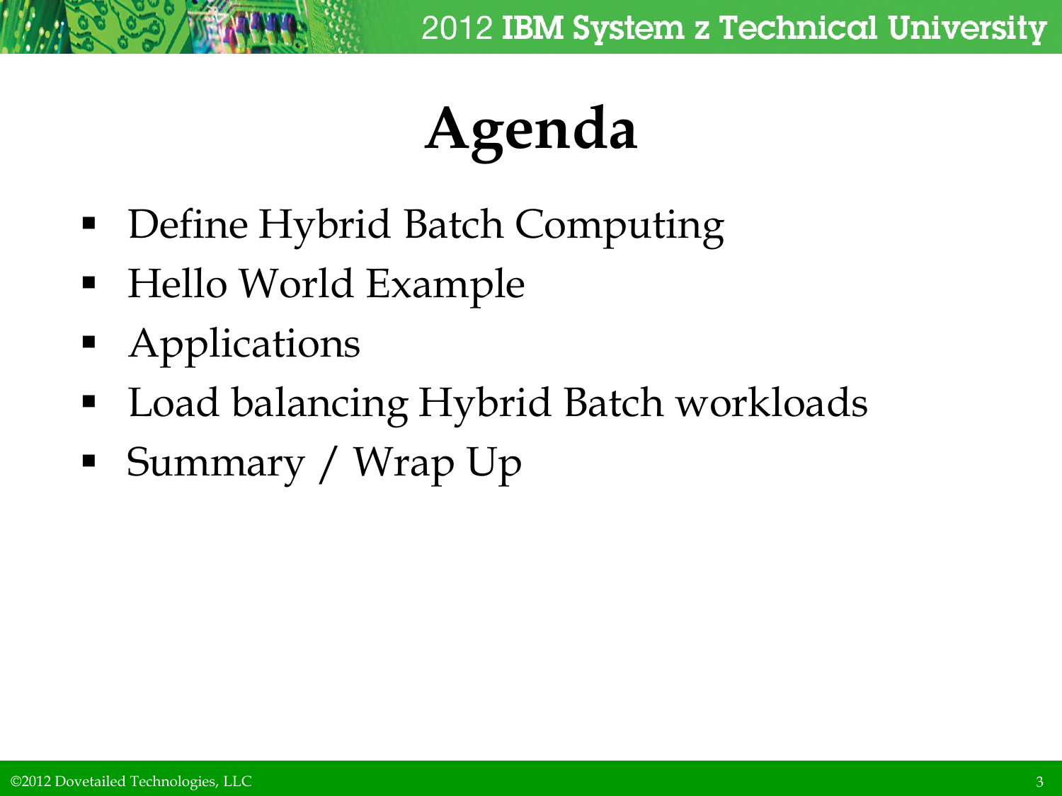# Agenda

- Define Hybrid Batch Computing
- Hello World Example
- Applications
- Load balancing Hybrid Batch workloads
- Summary / Wrap Up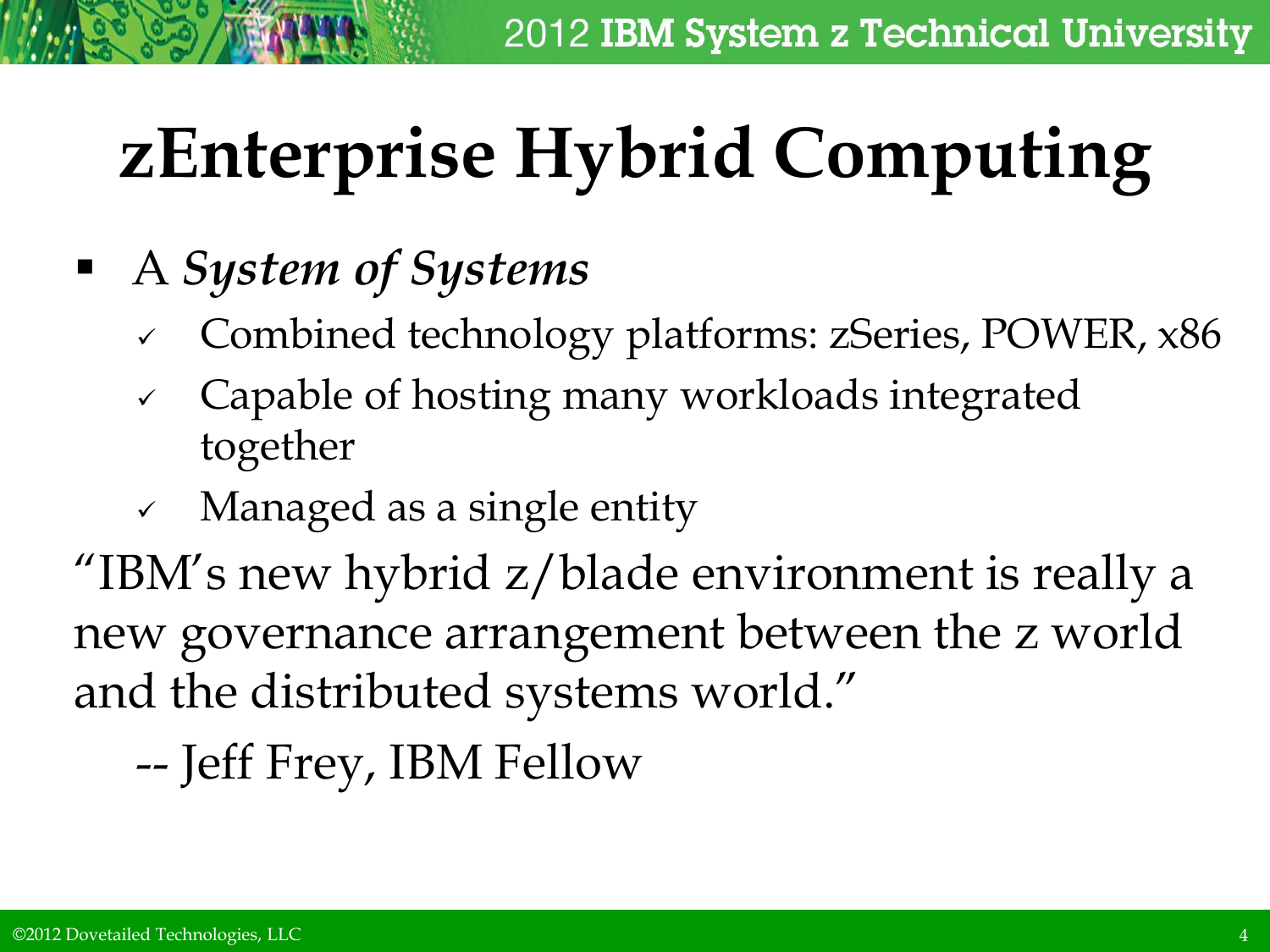# zEnterprise Hybrid Computing

- A *System of Systems*
  - ✓ Combined technology platforms: zSeries, POWER, x86
  - ✓ Capable of hosting many workloads integrated together
  - ✓ Managed as a single entity

"IBM's new hybrid z/blade environment is really a new governance arrangement between the z world and the distributed systems world."

-- Jeff Frey, IBM Fellow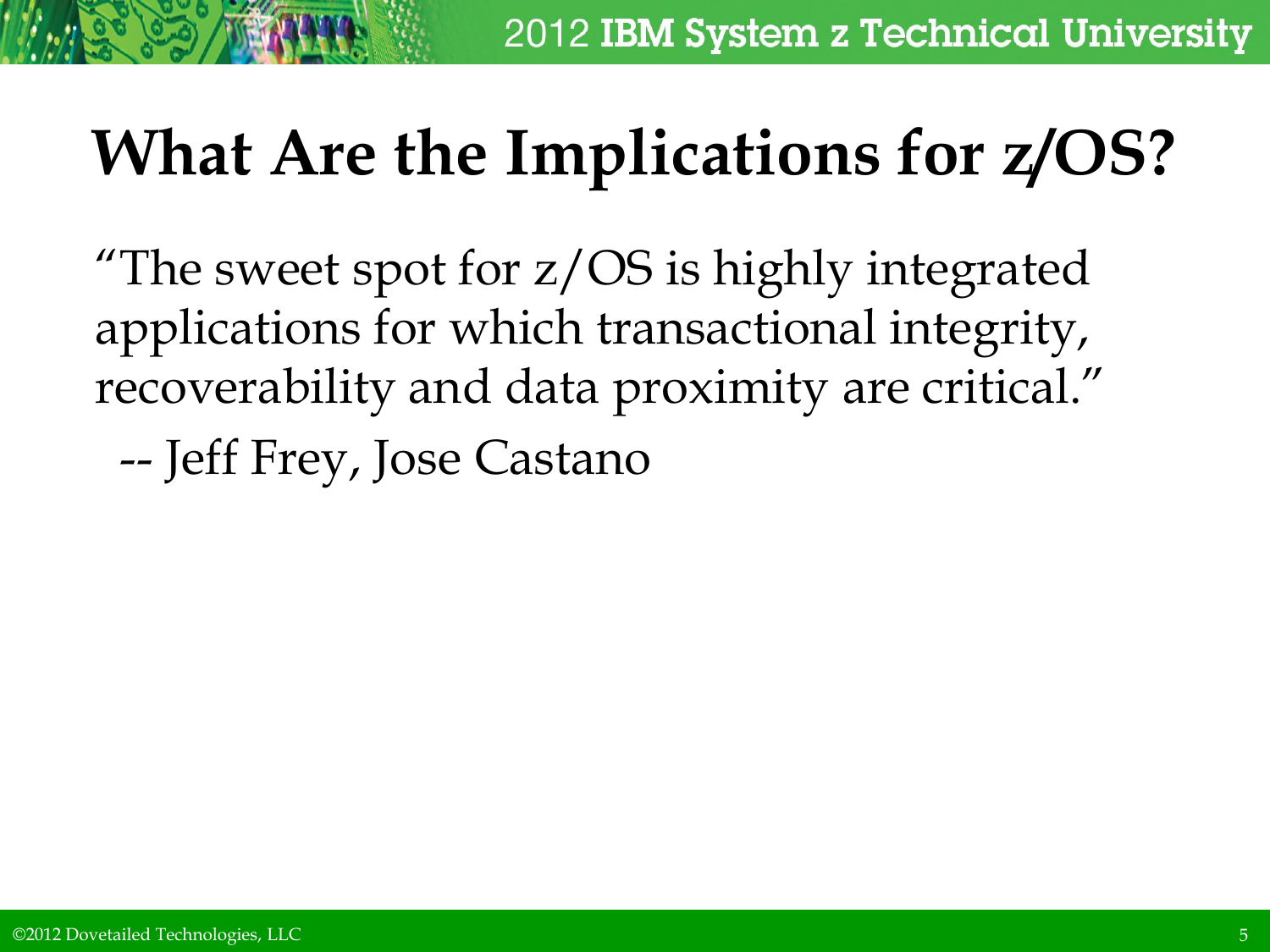# What Are the Implications for z/OS?

"The sweet spot for z/OS is highly integrated applications for which transactional integrity, recoverability and data proximity are critical."

-- Jeff Frey, Jose Castano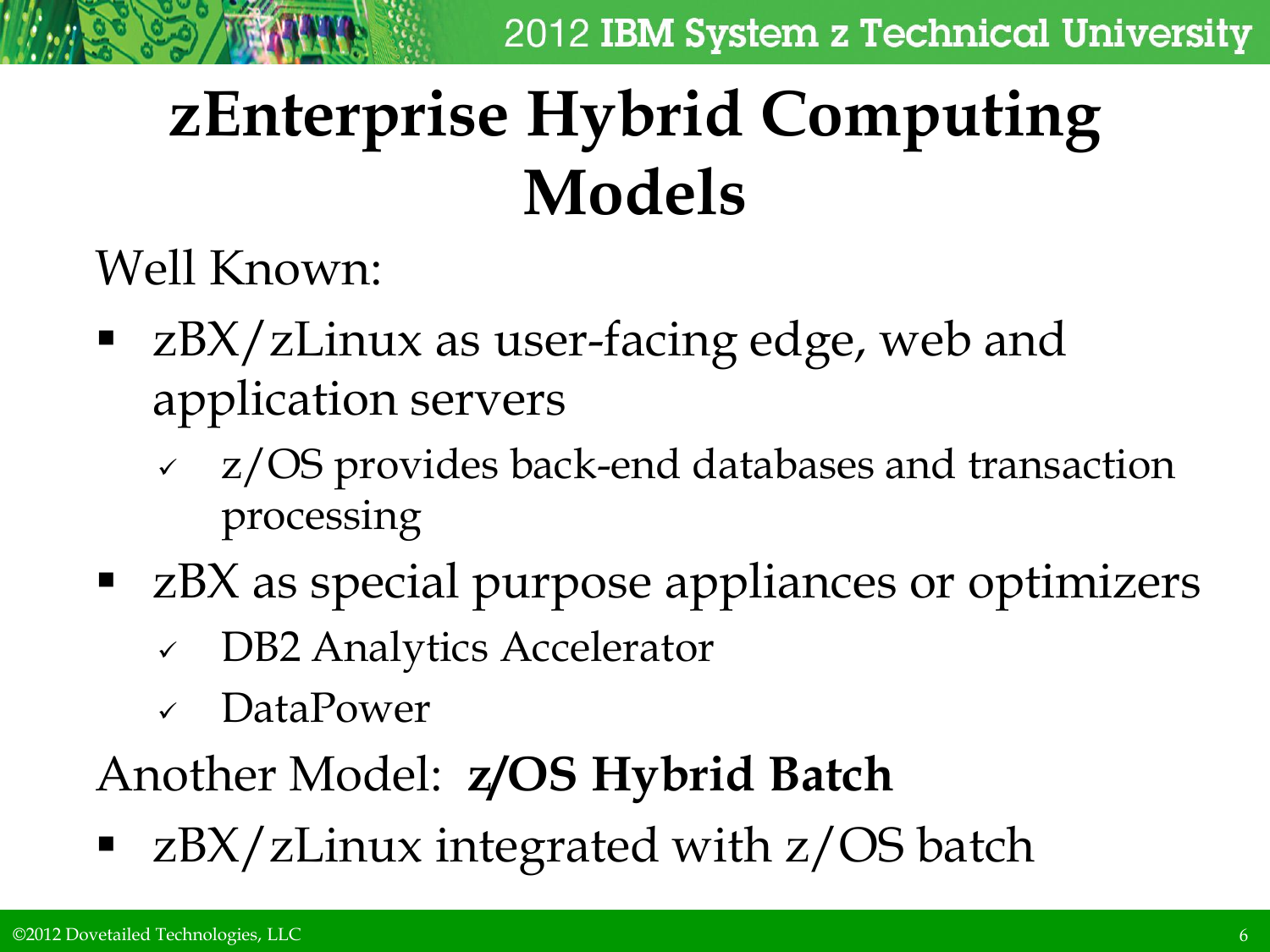# zEnterprise Hybrid Computing Models

Well Known:

- zBX/zLinux as user-facing edge, web and application servers
  - ✓ z/OS provides back-end databases and transaction processing
- zBX as special purpose appliances or optimizers
  - ✓ DB2 Analytics Accelerator
  - ✓ DataPower

Another Model: **z/OS Hybrid Batch**

- zBX/zLinux integrated with z/OS batch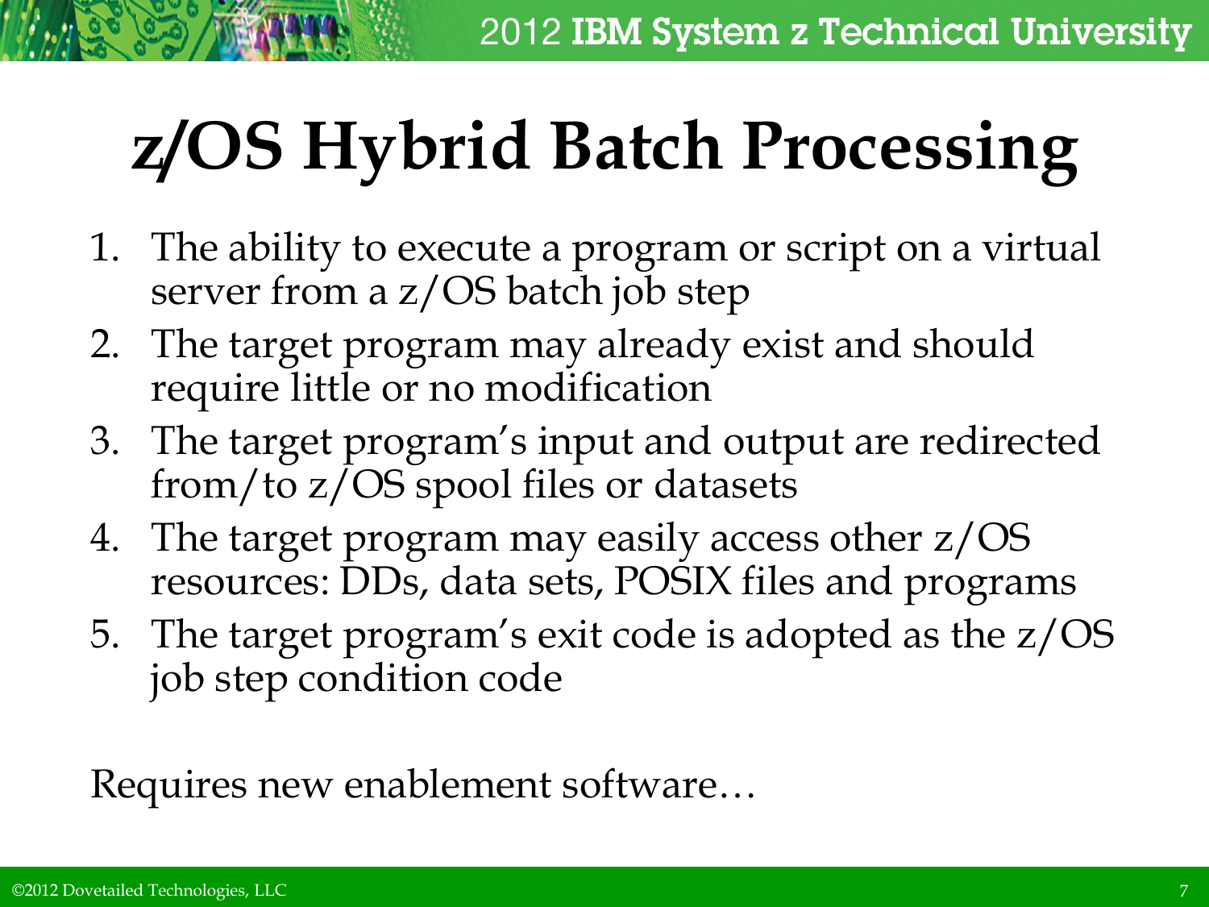# z/OS Hybrid Batch Processing

1. The ability to execute a program or script on a virtual server from a z/OS batch job step
2. The target program may already exist and should require little or no modification
3. The target program's input and output are redirected from/to z/OS spool files or datasets
4. The target program may easily access other z/OS resources: DDs, data sets, POSIX files and programs
5. The target program's exit code is adopted as the z/OS job step condition code

Requires new enablement software…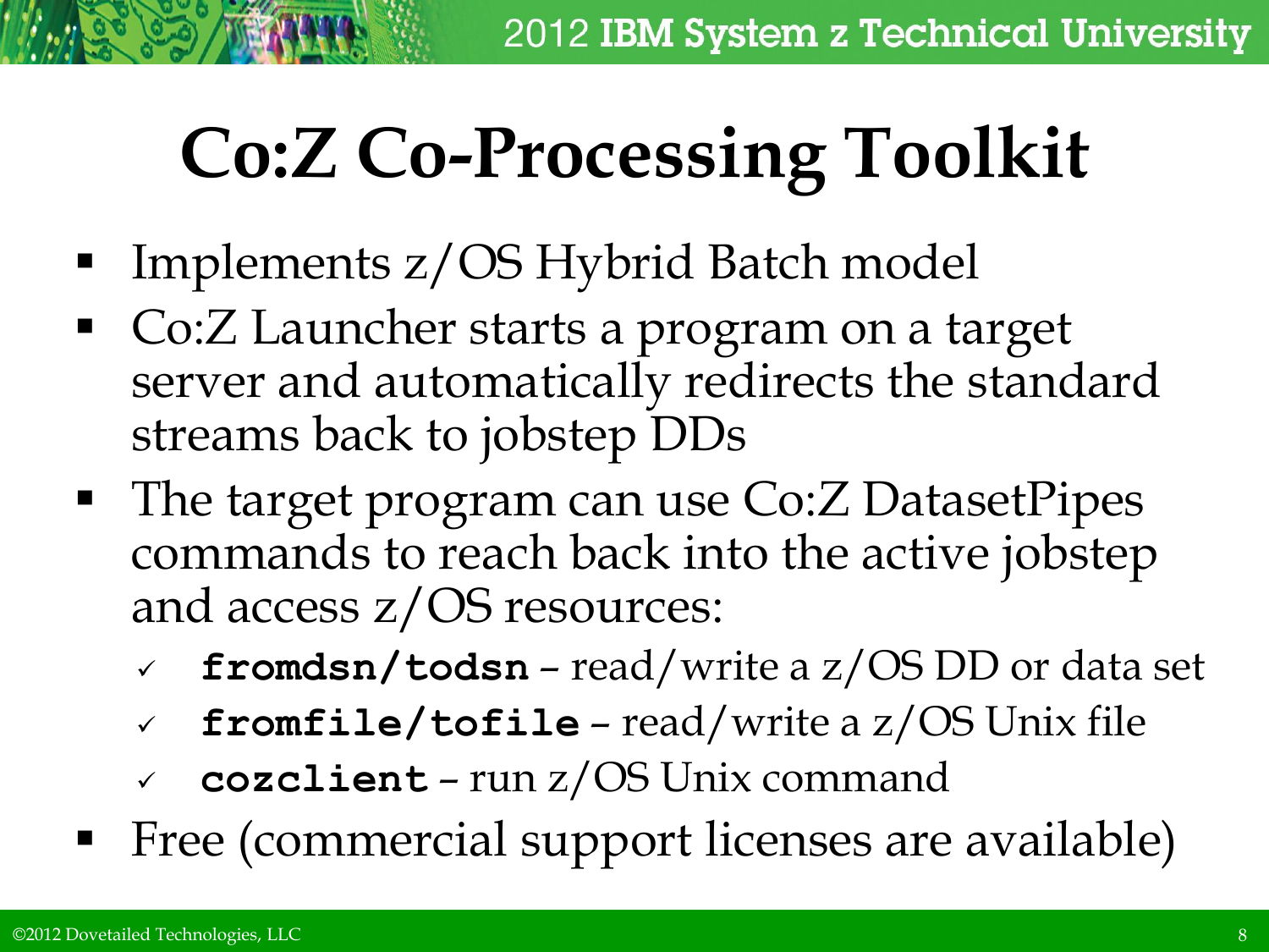# Co:Z Co-Processing Toolkit

- Implements z/OS Hybrid Batch model
- Co:Z Launcher starts a program on a target server and automatically redirects the standard streams back to jobstep DDs
- The target program can use Co:Z DatasetPipes commands to reach back into the active jobstep and access z/OS resources:
  - ✓ **`fromdsn/todsn`** – read/write a z/OS DD or data set
  - ✓ **`fromfile/tofile`** – read/write a z/OS Unix file
  - ✓ **`cozclient`** – run z/OS Unix command
- Free (commercial support licenses are available)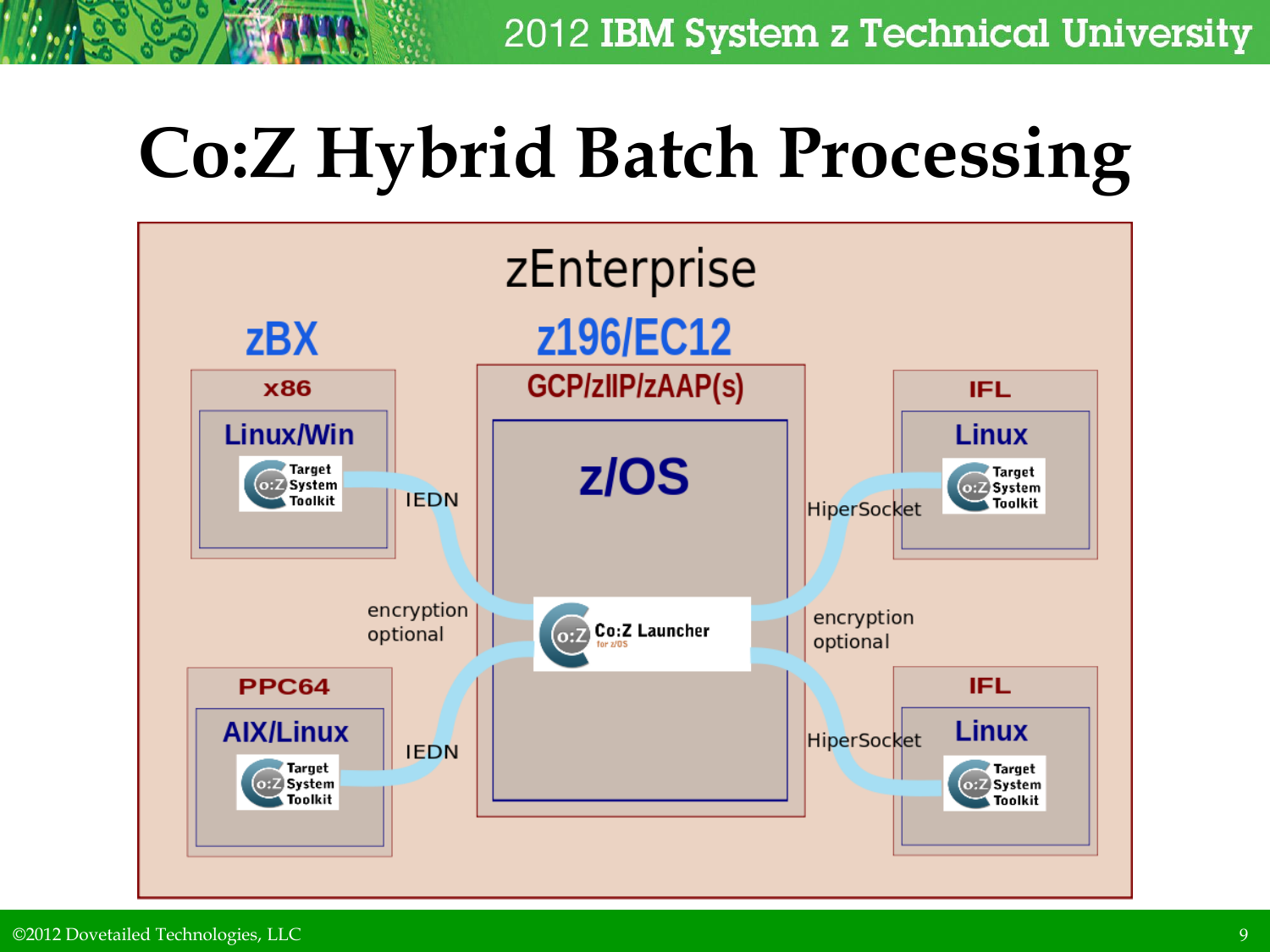# Co:Z Hybrid Batch Processing

zEnterprise

zBX

z196/EC12

x86

Linux/Win

Target System Toolkit

IEDN

encryption optional

PPC64

AIX/Linux

Target System Toolkit

IEDN

GCP/zIIP/zAAP(s)

z/OS

Co:Z Launcher for z/OS

IFL

Linux

Target System Toolkit

HiperSocket

encryption optional

IFL

Linux

Target System Toolkit

HiperSocket

©2012 Dovetailed Technologies, LLC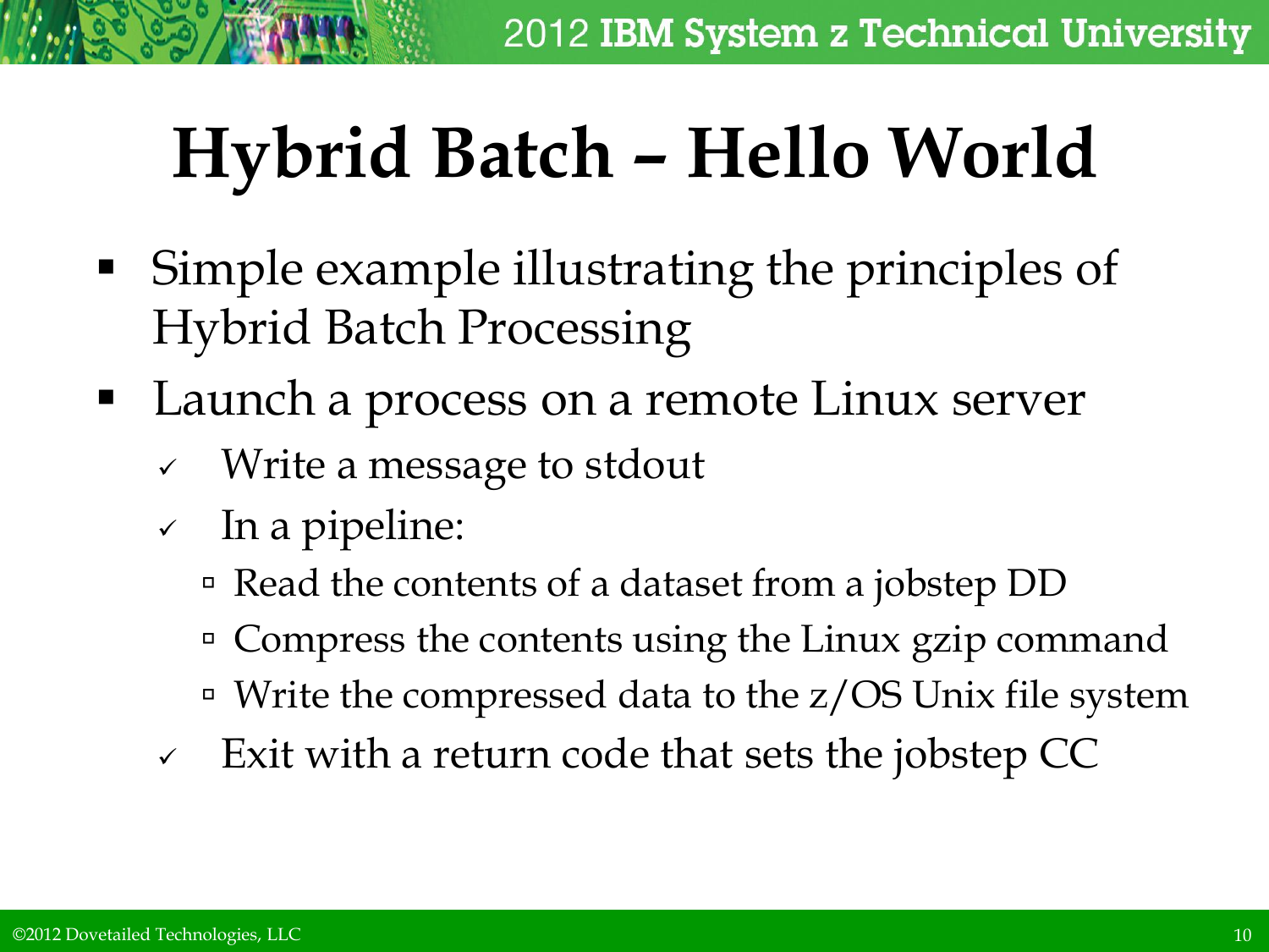# Hybrid Batch – Hello World

- Simple example illustrating the principles of Hybrid Batch Processing
- Launch a process on a remote Linux server
  - ✓ Write a message to stdout
  - ✓ In a pipeline:
    - Read the contents of a dataset from a jobstep DD
    - Compress the contents using the Linux gzip command
    - Write the compressed data to the z/OS Unix file system
  - ✓ Exit with a return code that sets the jobstep CC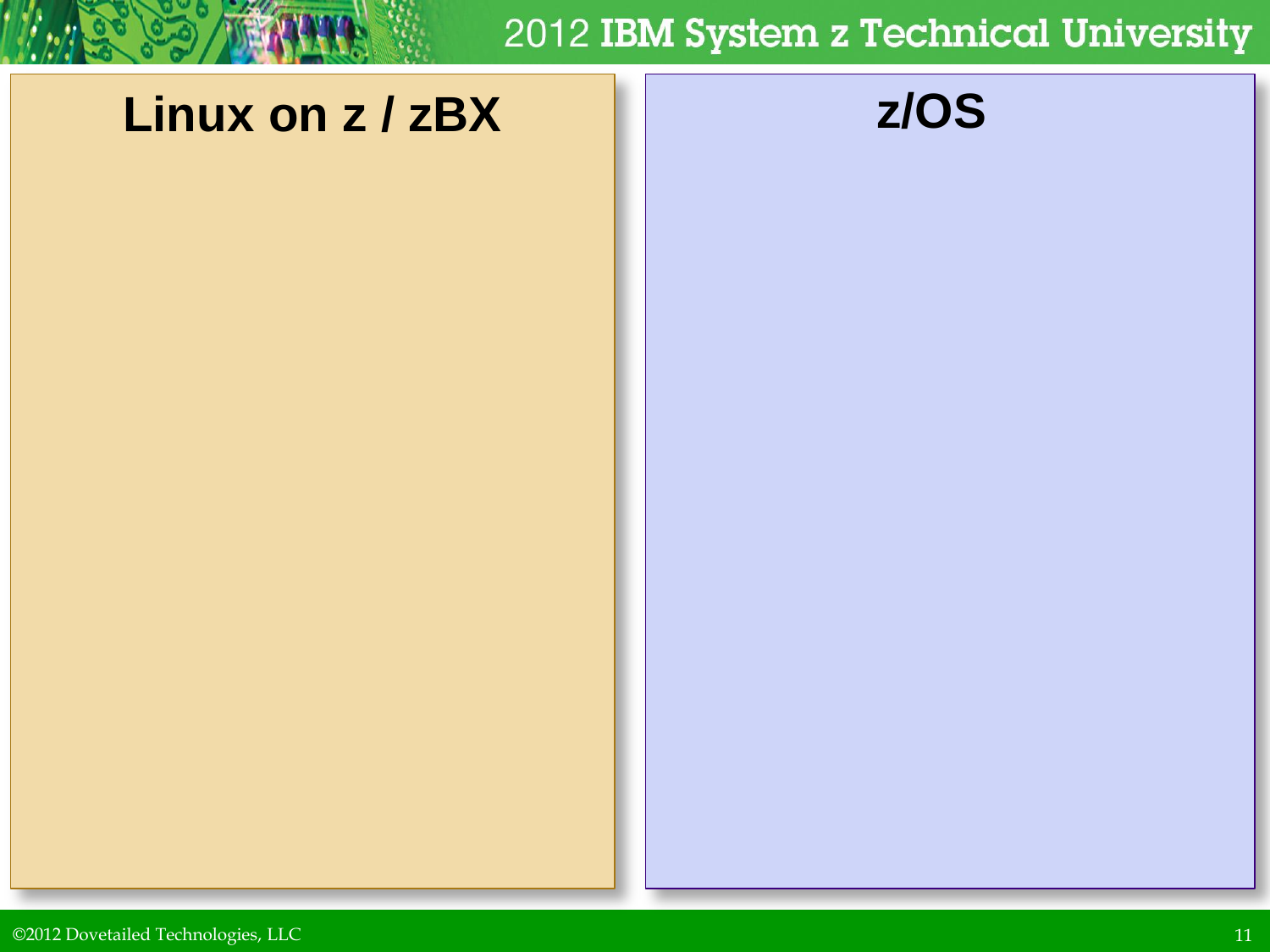## Linux on z / zBX

## z/OS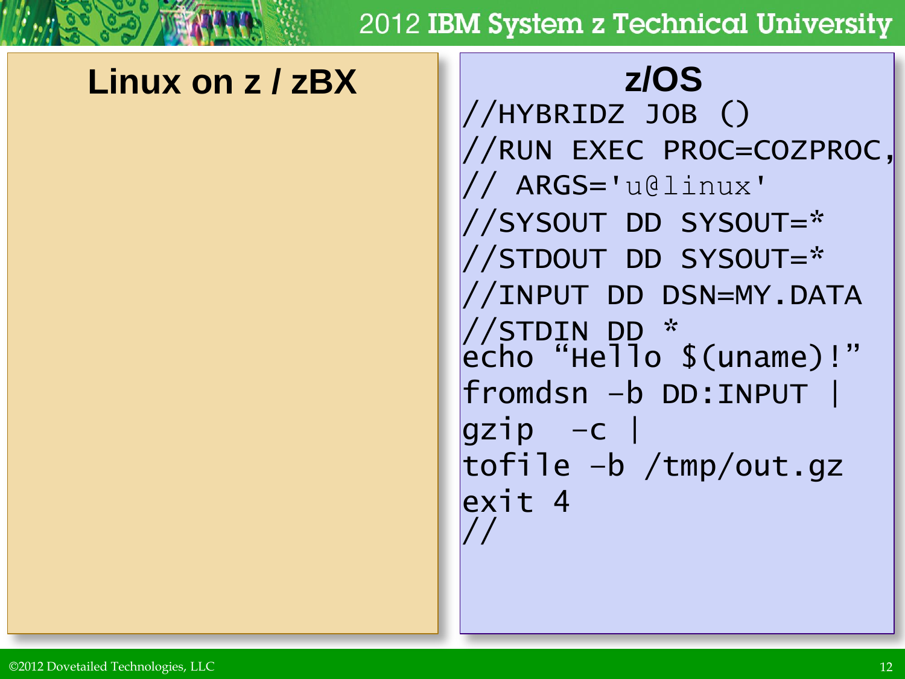## Linux on z / zBX

## z/OS

```
//HYBRIDZ JOB ()
//RUN EXEC PROC=COZPROC,
// ARGS='u@linux'
//SYSOUT DD SYSOUT=*
//STDOUT DD SYSOUT=*
//INPUT DD DSN=MY.DATA
//STDIN DD *
echo “Hello $(uname)!”
fromdsn -b DD:INPUT |
gzip -c |
tofile -b /tmp/out.gz
exit 4
//
```

©2012 Dovetailed Technologies, LLC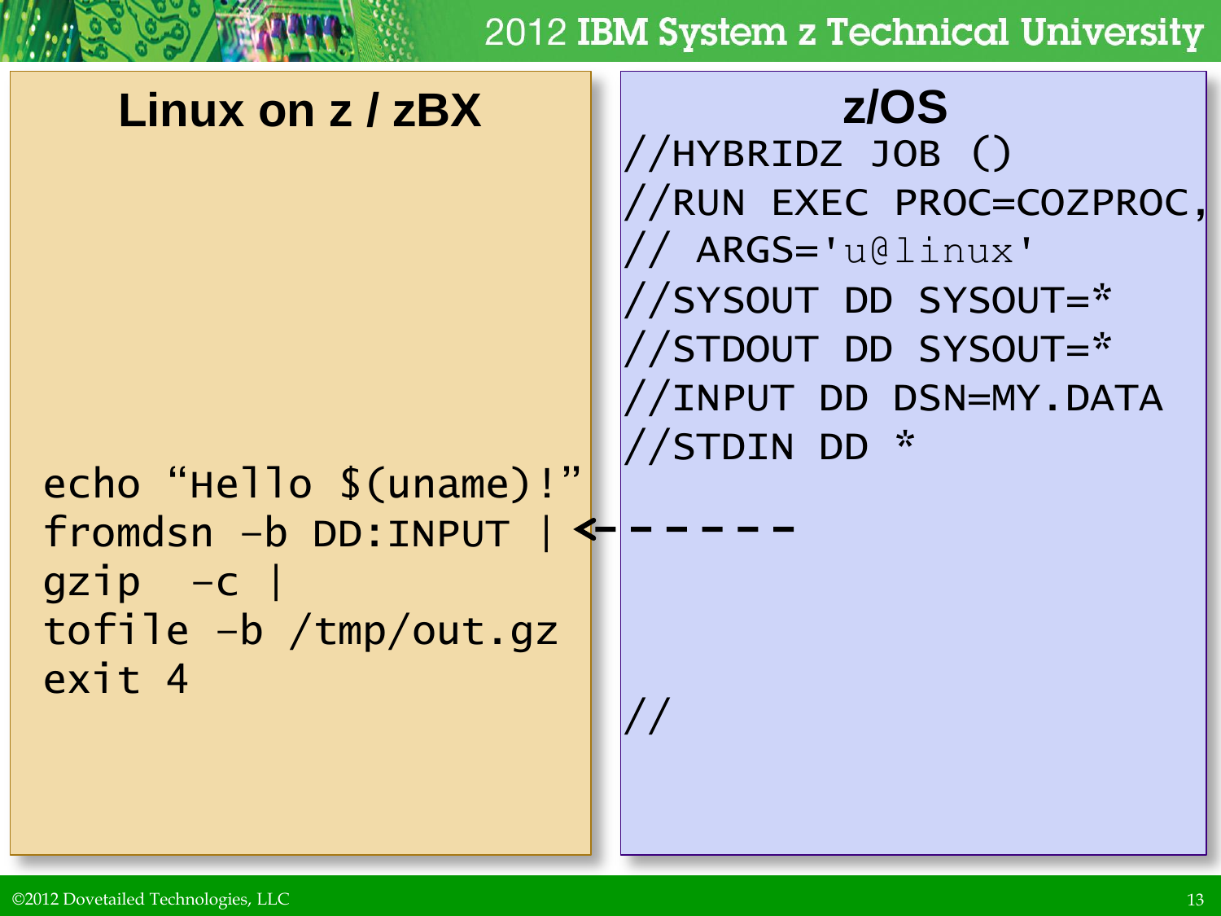## Linux on z / zBX

```
echo "Hello $(uname)!"
fromdsn -b DD:INPUT | <------
gzip  -c |
tofile -b /tmp/out.gz
exit 4
```

## z/OS

```
//HYBRIDZ JOB ()
//RUN EXEC PROC=COZPROC,
// ARGS='u@linux'
//SYSOUT DD SYSOUT=*
//STDOUT DD SYSOUT=*
//INPUT DD DSN=MY.DATA
//STDIN DD *



//
```

©2012 Dovetailed Technologies, LLC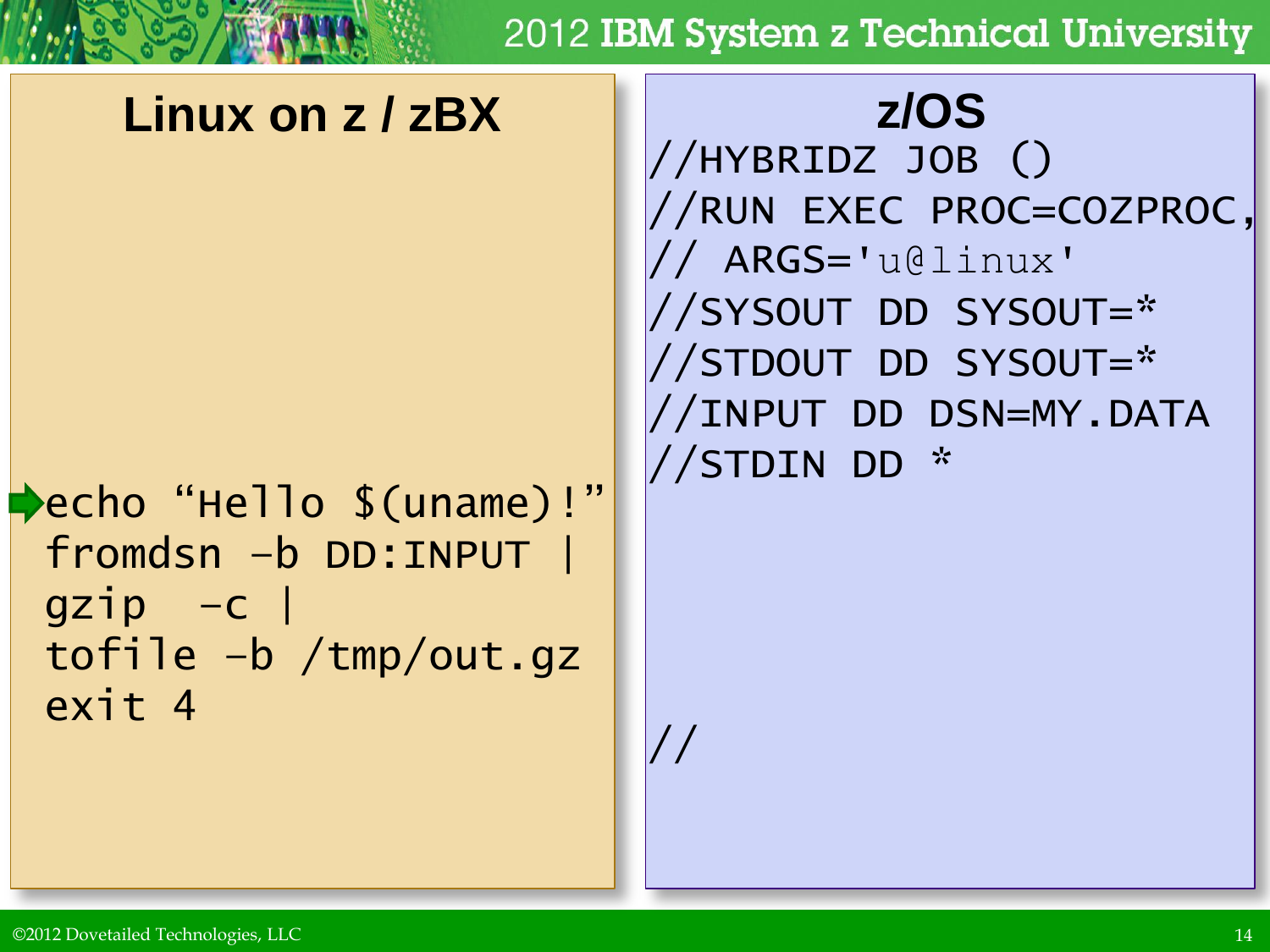## Linux on z / zBX

```
echo "Hello $(uname)!"
fromdsn -b DD:INPUT |
gzip  -c |
tofile -b /tmp/out.gz
exit 4
```

## z/OS

```
//HYBRIDZ JOB ()
//RUN EXEC PROC=COZPROC,
// ARGS='u@linux'
//SYSOUT DD SYSOUT=*
//STDOUT DD SYSOUT=*
//INPUT DD DSN=MY.DATA
//STDIN DD *


//
```

©2012 Dovetailed Technologies, LLC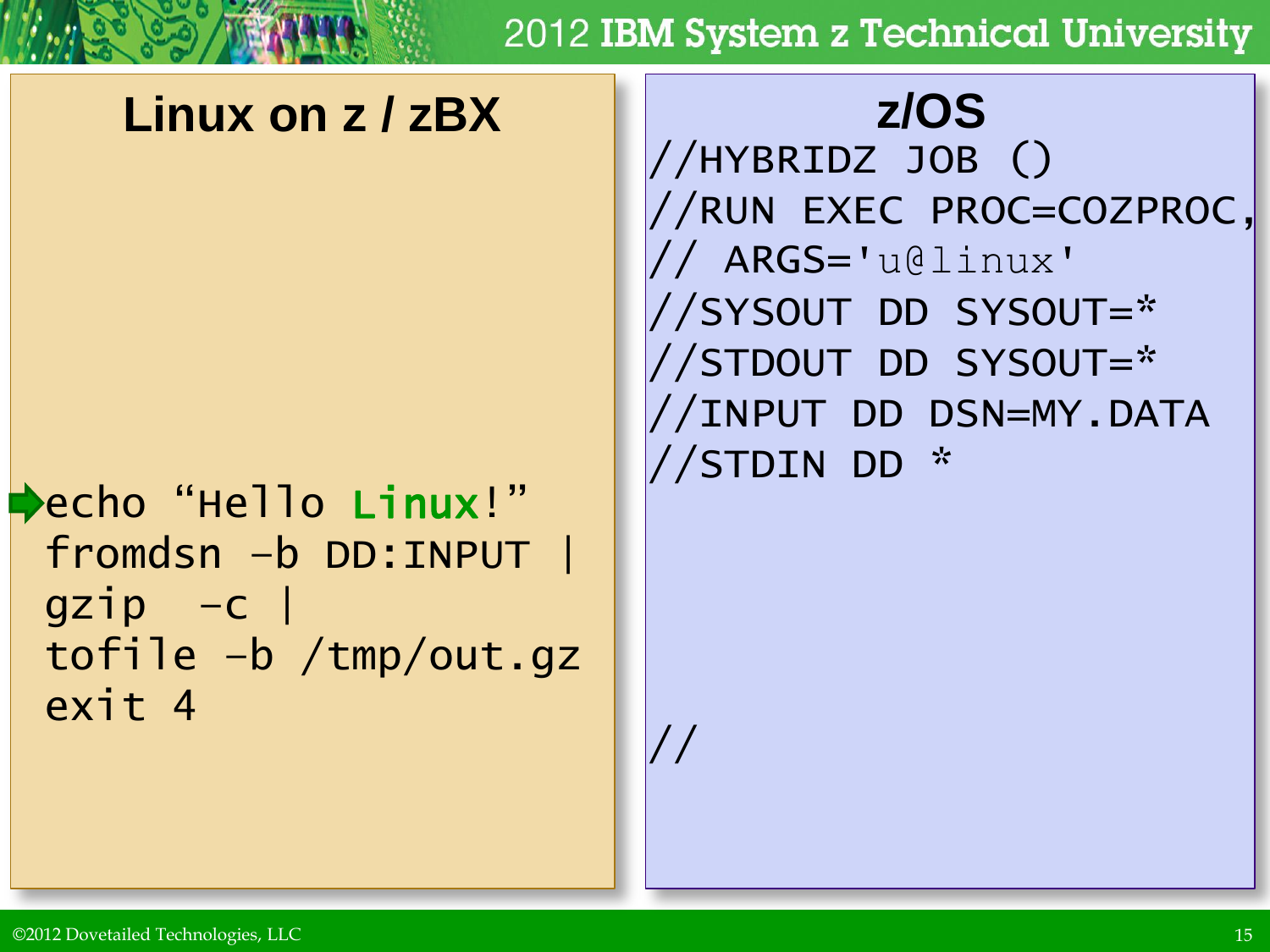## Linux on z / zBX

```
echo “Hello Linux!”
fromdsn -b DD:INPUT |
gzip  -c |
tofile -b /tmp/out.gz
exit 4
```

## z/OS

```
//HYBRIDZ JOB ()
//RUN EXEC PROC=COZPROC,
// ARGS='u@linux'
//SYSOUT DD SYSOUT=*
//STDOUT DD SYSOUT=*
//INPUT DD DSN=MY.DATA
//STDIN DD *




//
```

©2012 Dovetailed Technologies, LLC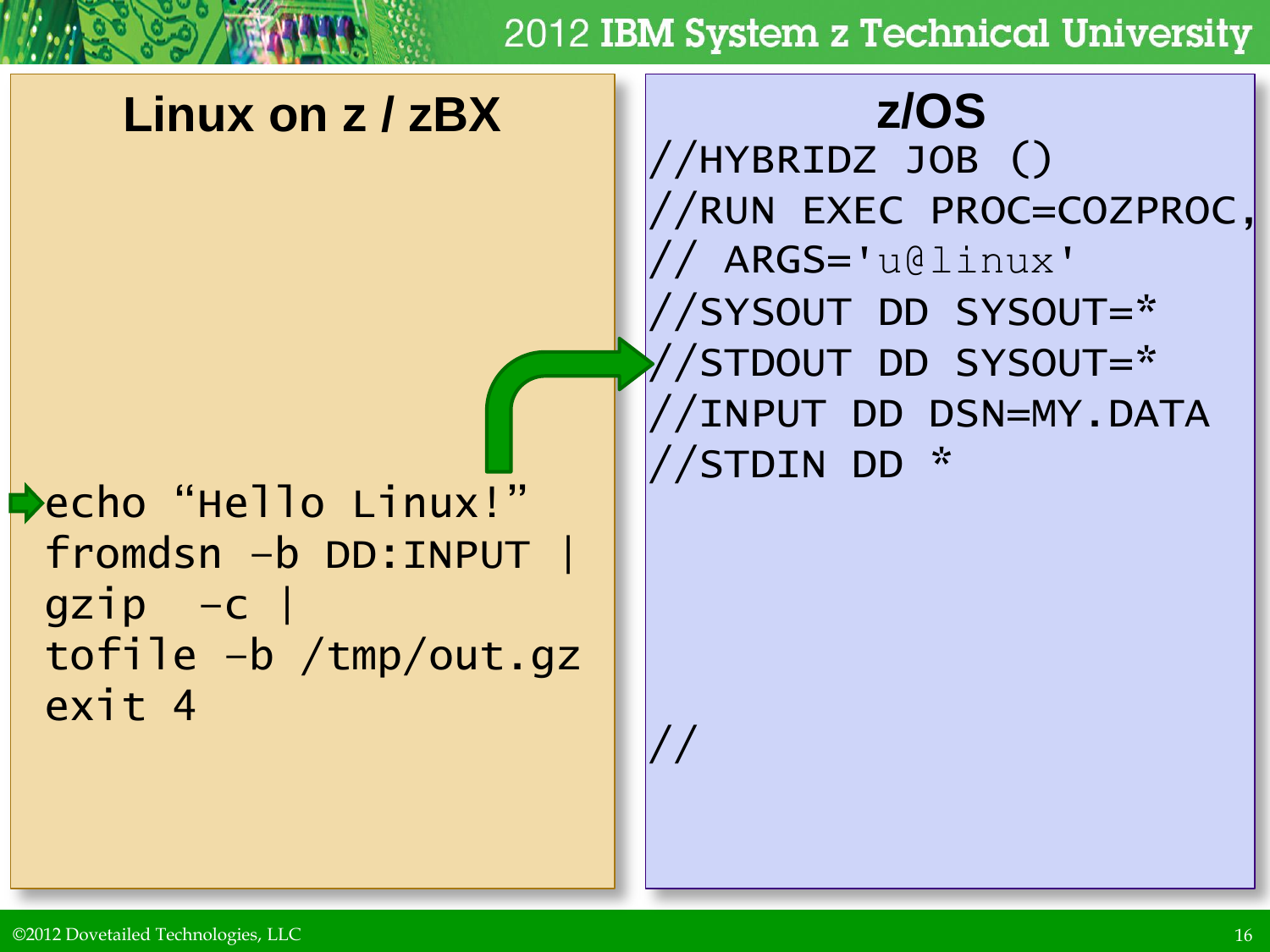## Linux on z / zBX

```
echo “Hello Linux!”
fromdsn -b DD:INPUT |
gzip  -c |
tofile -b /tmp/out.gz
exit 4
```

## z/OS

```
//HYBRIDZ JOB ()
//RUN EXEC PROC=COZPROC,
// ARGS='u@linux'
//SYSOUT DD SYSOUT=*
//STDOUT DD SYSOUT=*
//INPUT DD DSN=MY.DATA
//STDIN DD *



//
```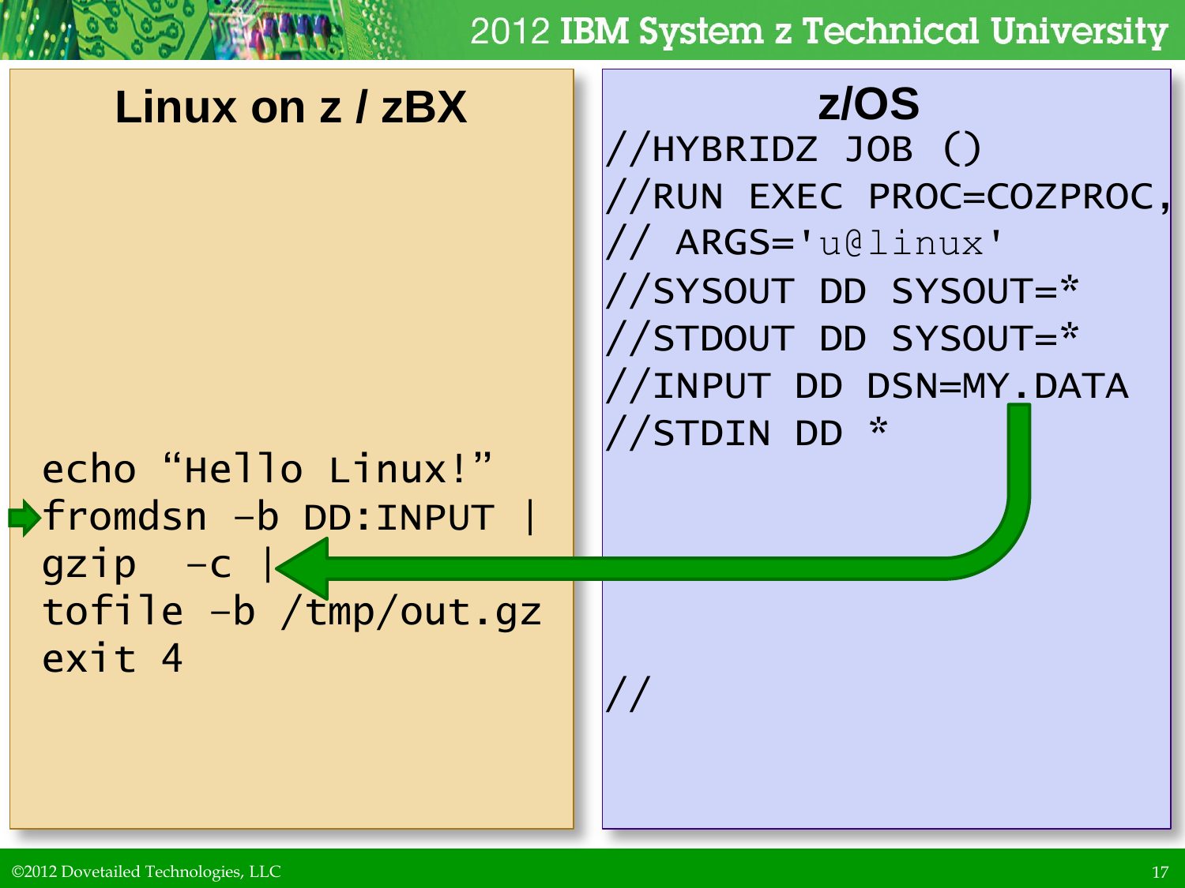## Linux on z / zBX

```
echo "Hello Linux!"
fromdsn -b DD:INPUT |
gzip -c |
tofile -b /tmp/out.gz
exit 4
```

## z/OS

```
//HYBRIDZ JOB ()
//RUN EXEC PROC=COZPROC,
// ARGS='u@linux'
//SYSOUT DD SYSOUT=*
//STDOUT DD SYSOUT=*
//INPUT DD DSN=MY.DATA
//STDIN DD *
//
```

©2012 Dovetailed Technologies, LLC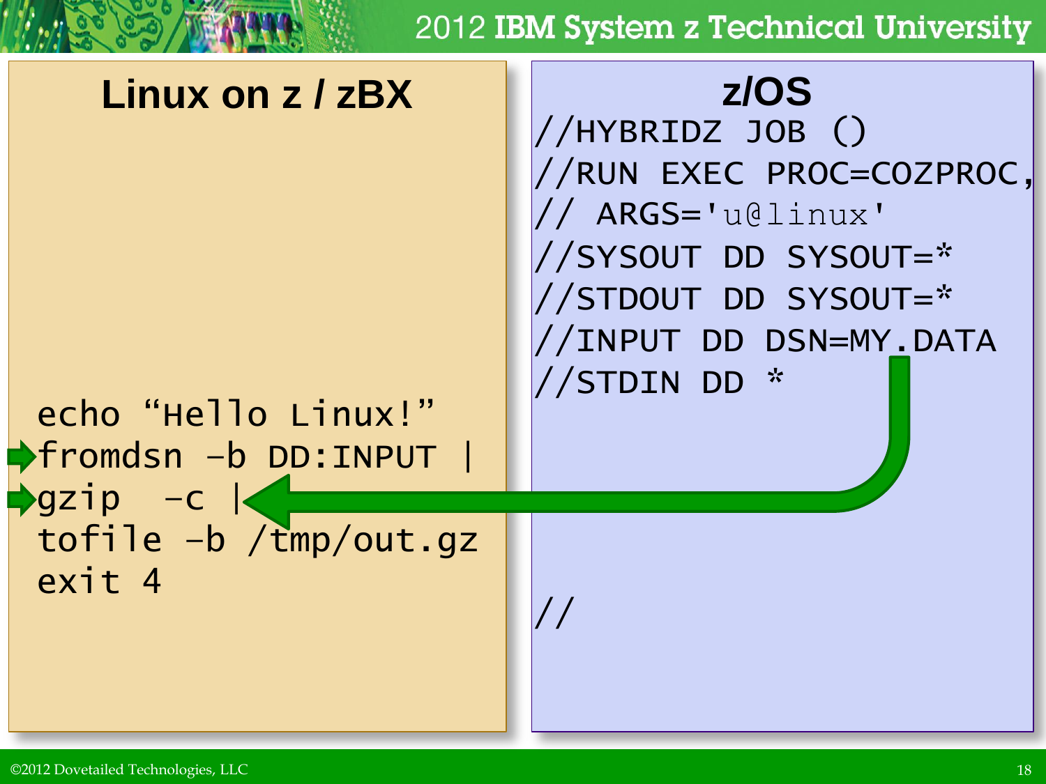## Linux on z / zBX

```
echo “Hello Linux!”
fromdsn -b DD:INPUT |
gzip  -c |
tofile -b /tmp/out.gz
exit 4
```

## z/OS

```
//HYBRIDZ JOB ()
//RUN EXEC PROC=COZPROC,
// ARGS='u@linux'
//SYSOUT DD SYSOUT=*
//STDOUT DD SYSOUT=*
//INPUT DD DSN=MY.DATA
//STDIN DD *
//
```

©2012 Dovetailed Technologies, LLC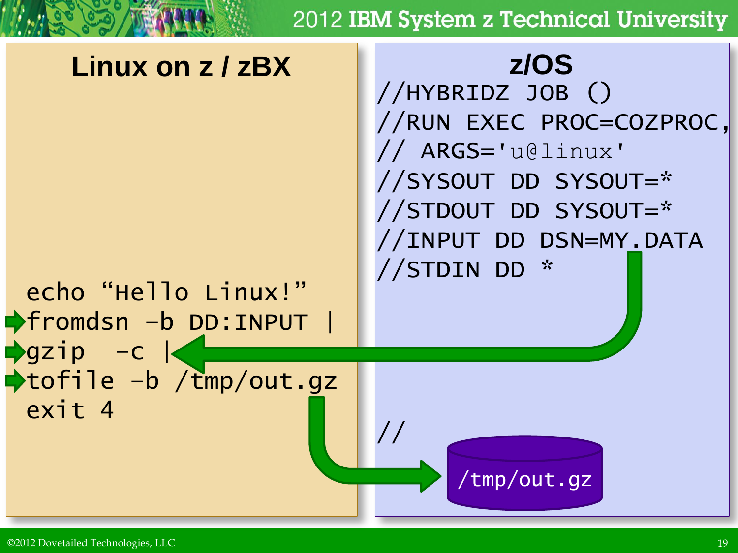## Linux on z / zBX

```
echo "Hello Linux!"
fromdsn -b DD:INPUT |
gzip  -c |
tofile -b /tmp/out.gz
exit 4
```

## z/OS

```
//HYBRIDZ JOB ()
//RUN EXEC PROC=COZPROC,
// ARGS='u@linux'
//SYSOUT DD SYSOUT=*
//STDOUT DD SYSOUT=*
//INPUT DD DSN=MY.DATA
//STDIN DD *
//
```

/tmp/out.gz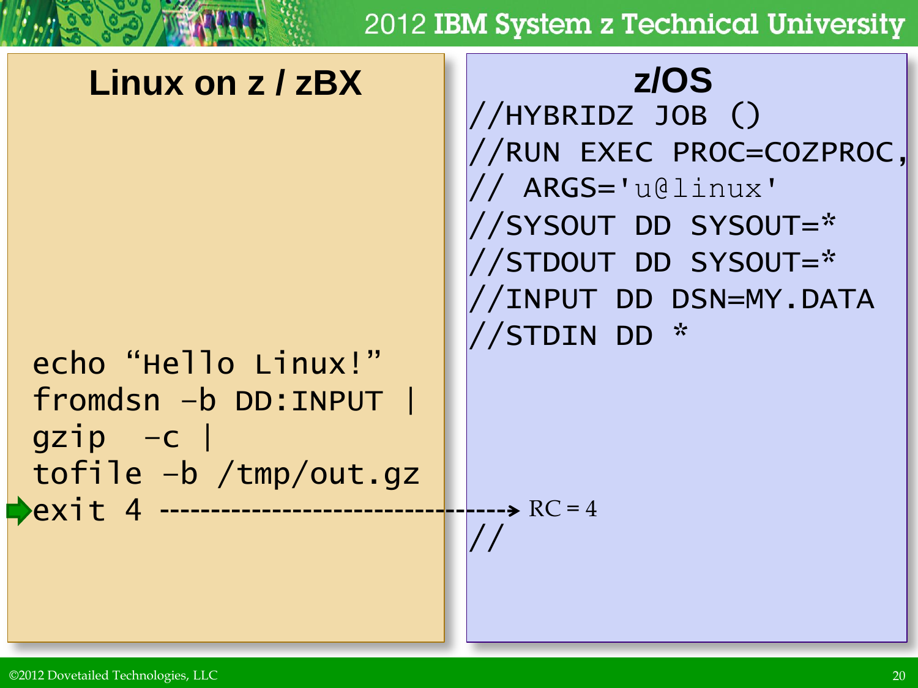## Linux on z / zBX

```
echo "Hello Linux!"
fromdsn -b DD:INPUT |
gzip  -c |
tofile -b /tmp/out.gz
exit 4 ----------------------------------> RC = 4
```

## z/OS

```
//HYBRIDZ JOB ()
//RUN EXEC PROC=COZPROC,
// ARGS='u@linux'
//SYSOUT DD SYSOUT=*
//STDOUT DD SYSOUT=*
//INPUT DD DSN=MY.DATA
//STDIN DD *
//
```

©2012 Dovetailed Technologies, LLC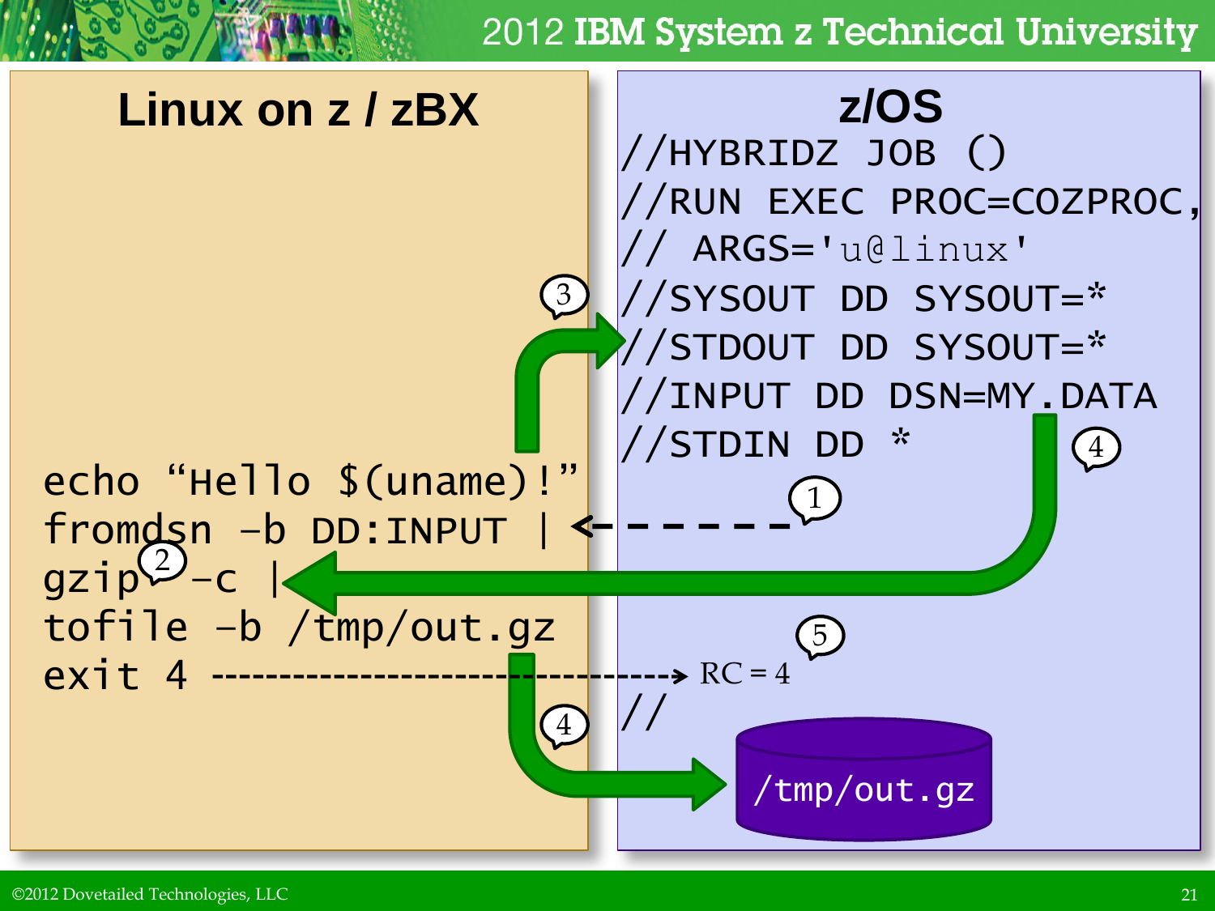## Linux on z / zBX

```
echo "Hello $(uname)!"
fromdsn -b DD:INPUT |
gzip -c |
tofile -b /tmp/out.gz
exit 4
```

## z/OS

```
//HYBRIDZ JOB ()
//RUN EXEC PROC=COZPROC,
// ARGS='u@linux'
//SYSOUT DD SYSOUT=*
//STDOUT DD SYSOUT=*
//INPUT DD DSN=MY.DATA
//STDIN DD *
//
```

1 2 3 4 4 5

RC = 4

/tmp/out.gz

©2012 Dovetailed Technologies, LLC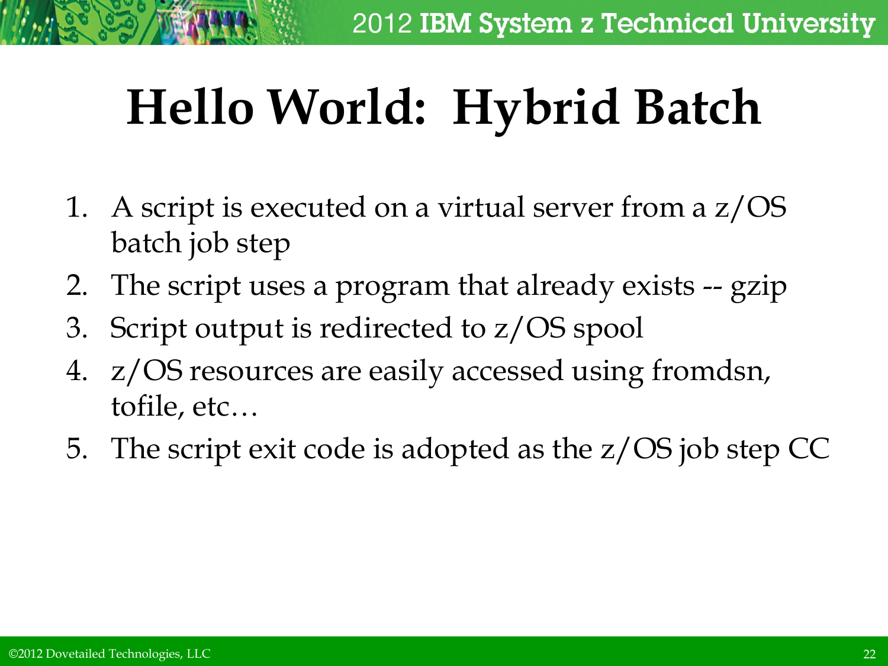# Hello World: Hybrid Batch

1. A script is executed on a virtual server from a z/OS batch job step
2. The script uses a program that already exists -- gzip
3. Script output is redirected to z/OS spool
4. z/OS resources are easily accessed using fromdsn, tofile, etc…
5. The script exit code is adopted as the z/OS job step CC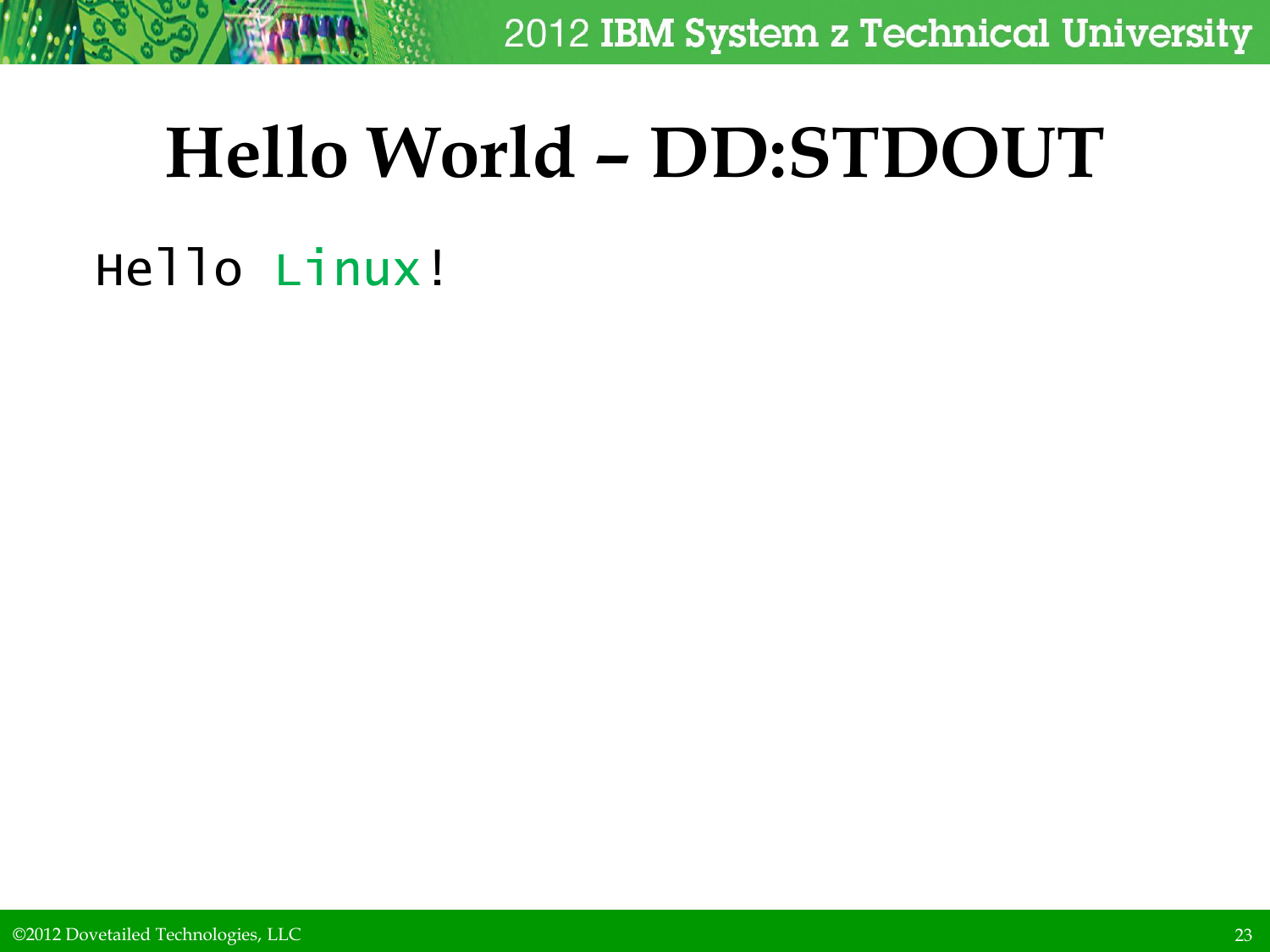# Hello World – DD:STDOUT

```
Hello Linux!
```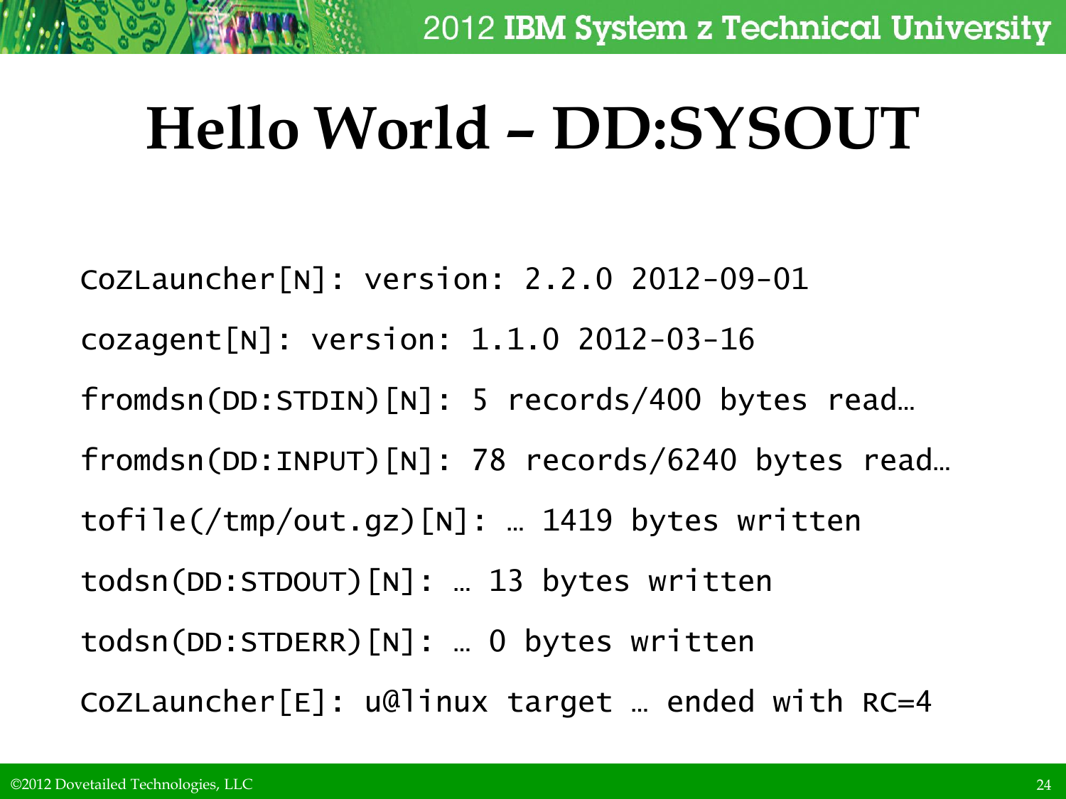# Hello World – DD:SYSOUT

```
CoZLauncher[N]: version: 2.2.0 2012-09-01
cozagent[N]: version: 1.1.0 2012-03-16
fromdsn(DD:STDIN)[N]: 5 records/400 bytes read…
fromdsn(DD:INPUT)[N]: 78 records/6240 bytes read…
tofile(/tmp/out.gz)[N]: … 1419 bytes written
todsn(DD:STDOUT)[N]: … 13 bytes written
todsn(DD:STDERR)[N]: … 0 bytes written
CoZLauncher[E]: u@linux target … ended with RC=4
```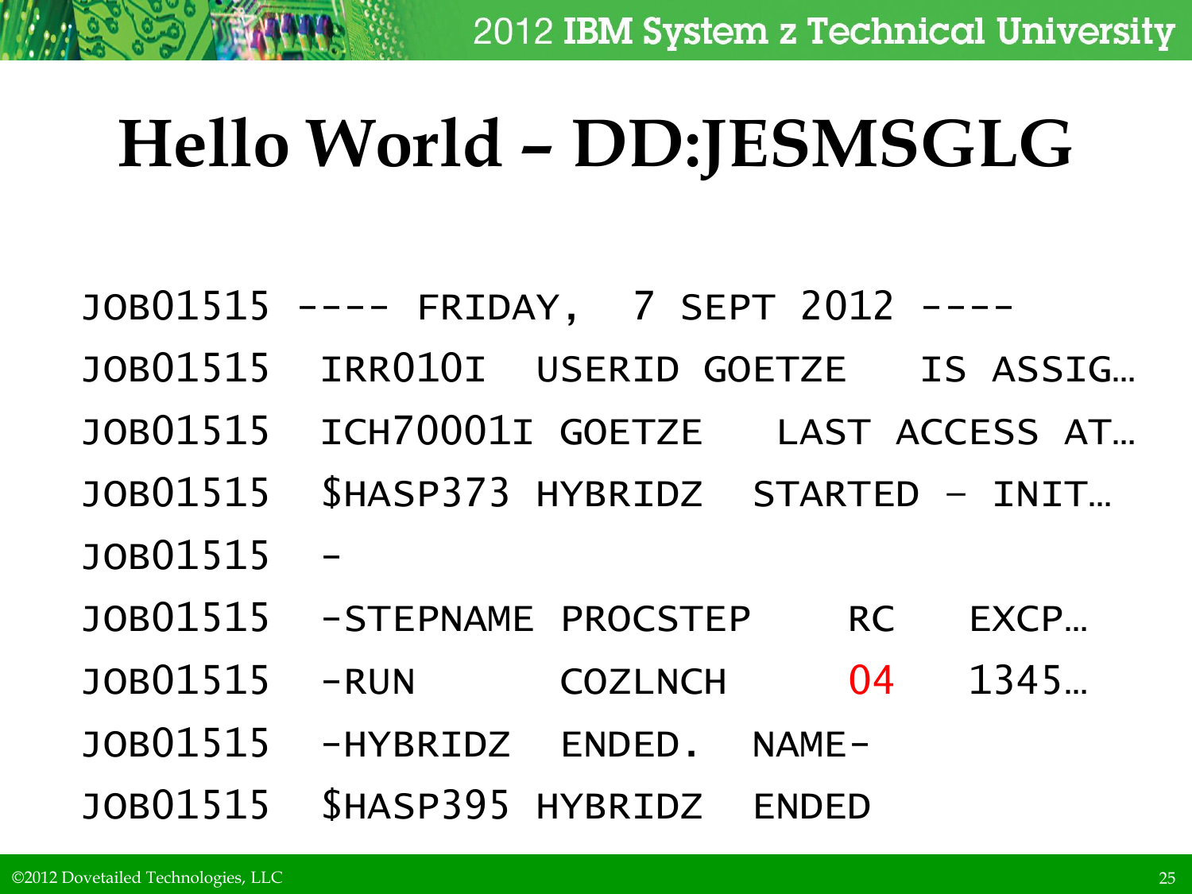# Hello World – DD:JESMSGLG

```
JOB01515 ---- FRIDAY,  7 SEPT 2012 ----
JOB01515  IRR010I  USERID GOETZE   IS ASSIG…
JOB01515  ICH70001I GOETZE   LAST ACCESS AT…
JOB01515  $HASP373 HYBRIDZ  STARTED - INIT…
JOB01515  -
JOB01515  -STEPNAME PROCSTEP    RC   EXCP…
JOB01515  -RUN      COZLNCH     04   1345…
JOB01515  -HYBRIDZ  ENDED.  NAME-
JOB01515  $HASP395 HYBRIDZ  ENDED
```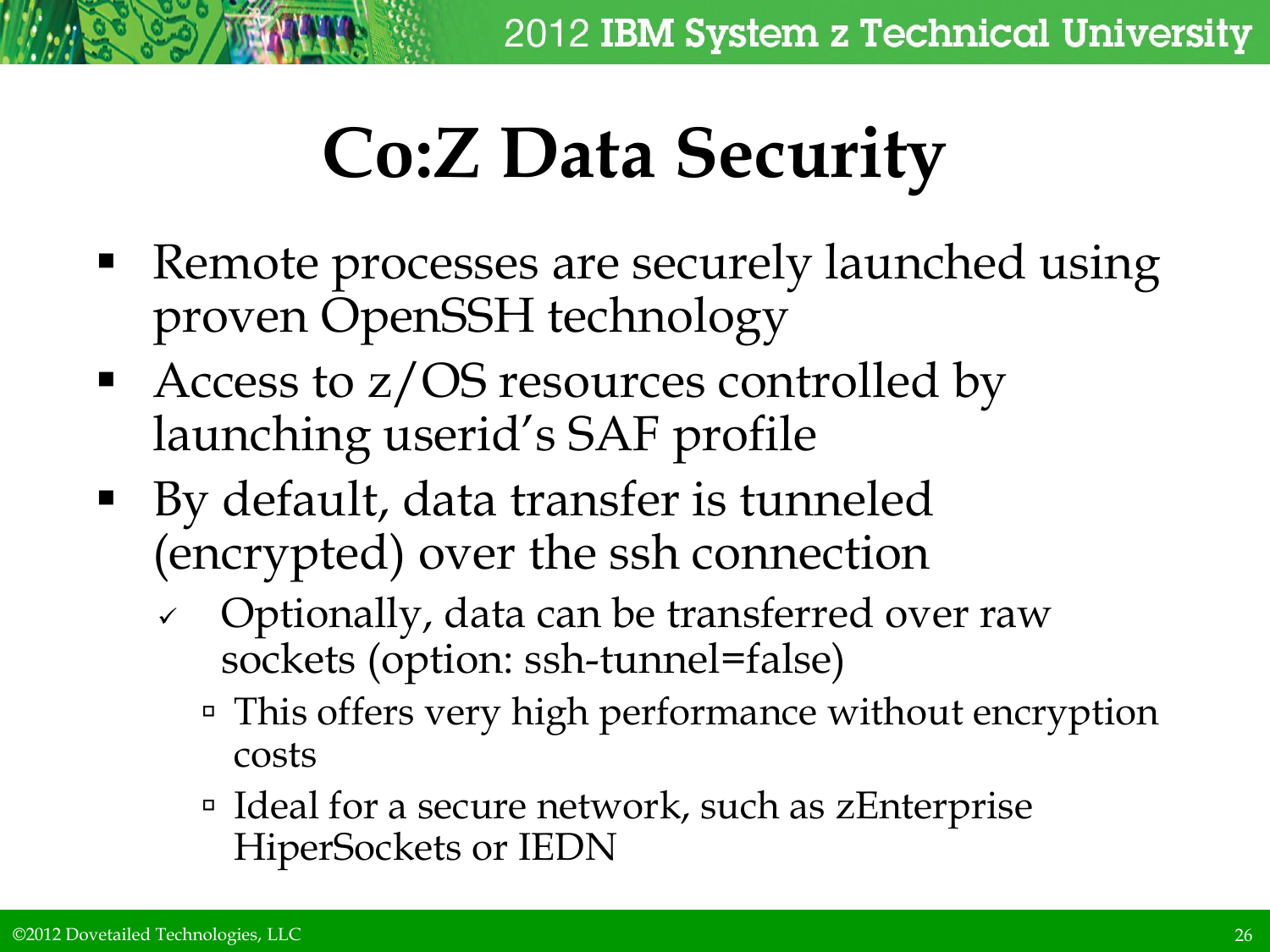# Co:Z Data Security

- Remote processes are securely launched using proven OpenSSH technology
- Access to z/OS resources controlled by launching userid's SAF profile
- By default, data transfer is tunneled (encrypted) over the ssh connection
  - ✓ Optionally, data can be transferred over raw sockets (option: ssh-tunnel=false)
    - This offers very high performance without encryption costs
    - Ideal for a secure network, such as zEnterprise HiperSockets or IEDN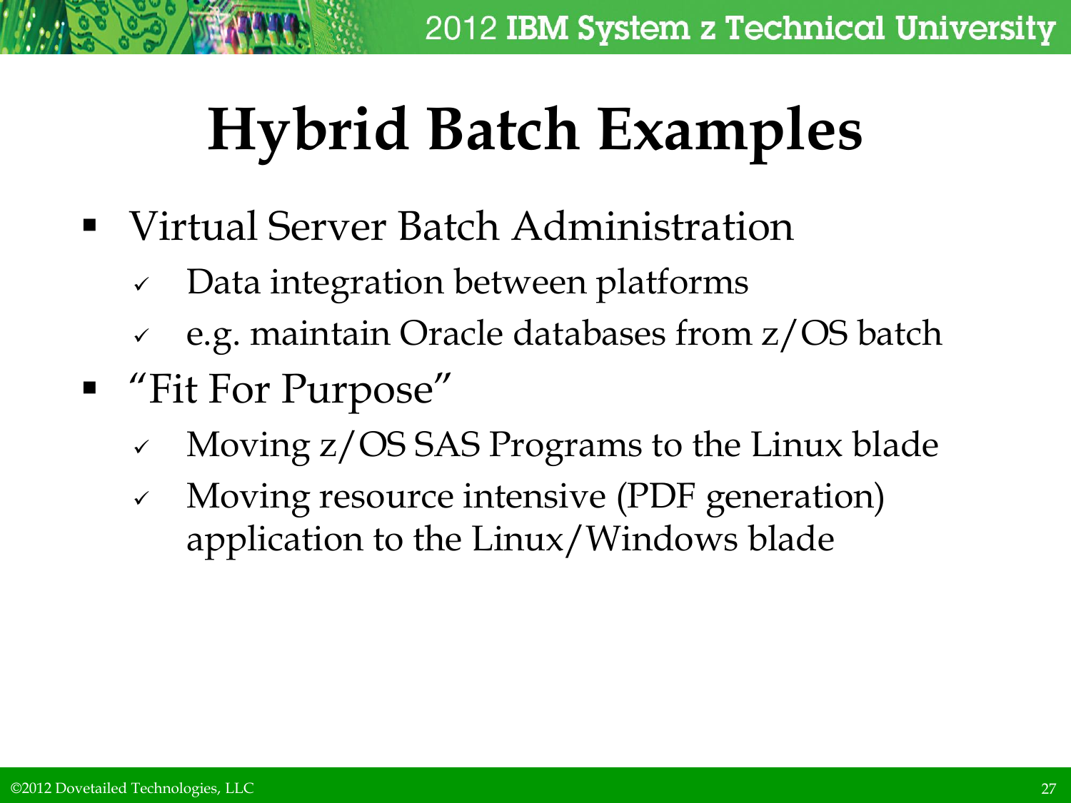# Hybrid Batch Examples

- Virtual Server Batch Administration
  - Data integration between platforms
  - e.g. maintain Oracle databases from z/OS batch
- "Fit For Purpose"
  - Moving z/OS SAS Programs to the Linux blade
  - Moving resource intensive (PDF generation) application to the Linux/Windows blade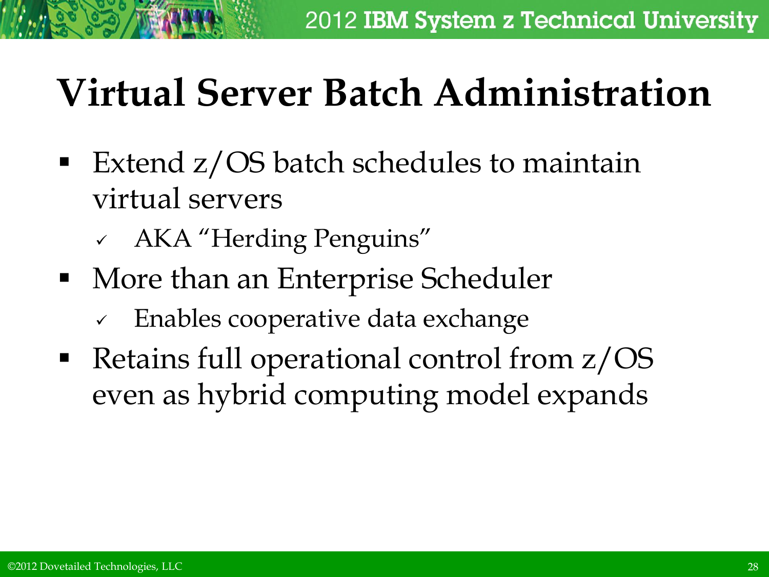# Virtual Server Batch Administration

- Extend z/OS batch schedules to maintain virtual servers
  - ✓ AKA "Herding Penguins"
- More than an Enterprise Scheduler
  - ✓ Enables cooperative data exchange
- Retains full operational control from z/OS even as hybrid computing model expands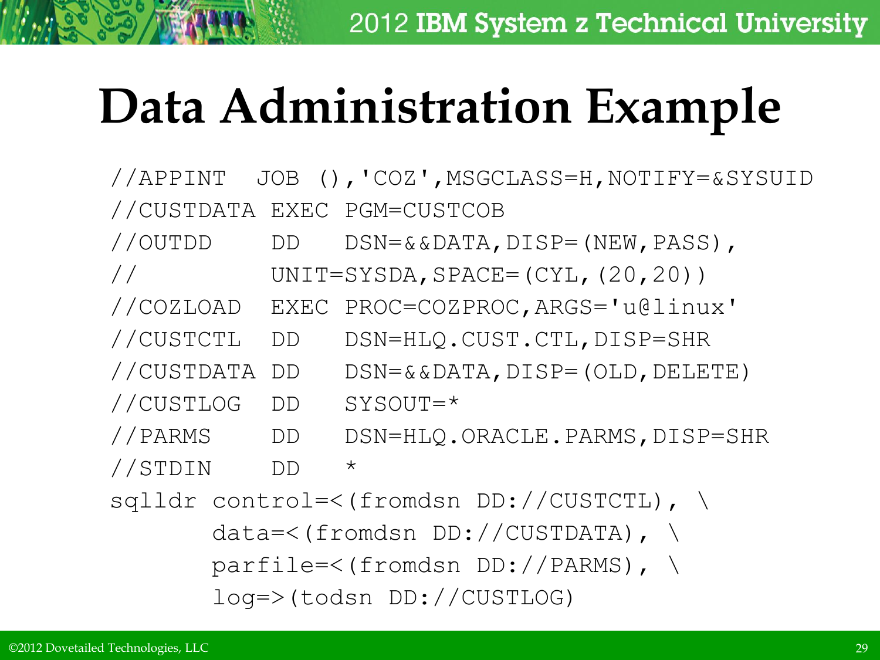# Data Administration Example

```
//APPINT   JOB (),'COZ',MSGCLASS=H,NOTIFY=&SYSUID
//CUSTDATA EXEC PGM=CUSTCOB
//OUTDD    DD   DSN=&&DATA,DISP=(NEW,PASS),
//              UNIT=SYSDA,SPACE=(CYL,(20,20))
//COZLOAD  EXEC PROC=COZPROC,ARGS='u@linux'
//CUSTCTL  DD   DSN=HLQ.CUST.CTL,DISP=SHR
//CUSTDATA DD   DSN=&&DATA,DISP=(OLD,DELETE)
//CUSTLOG  DD   SYSOUT=*
//PARMS    DD   DSN=HLQ.ORACLE.PARMS,DISP=SHR
//STDIN    DD   *
sqlldr control=<(fromdsn DD://CUSTCTL), \
       data=<(fromdsn DD://CUSTDATA), \
       parfile=<(fromdsn DD://PARMS), \
       log=>(todsn DD://CUSTLOG)
```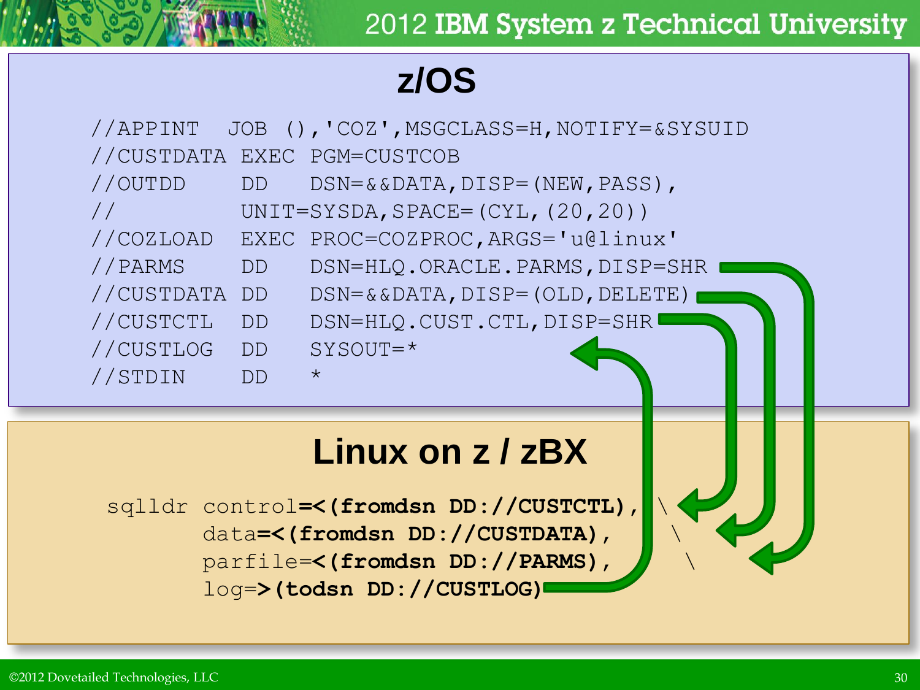## z/OS

```
//APPINT   JOB (),'COZ',MSGCLASS=H,NOTIFY=&SYSUID
//CUSTDATA EXEC PGM=CUSTCOB
//OUTDD    DD   DSN=&&DATA,DISP=(NEW,PASS),
//              UNIT=SYSDA,SPACE=(CYL,(20,20))
//COZLOAD  EXEC PROC=COZPROC,ARGS='u@linux'
//PARMS    DD   DSN=HLQ.ORACLE.PARMS,DISP=SHR
//CUSTDATA DD   DSN=&&DATA,DISP=(OLD,DELETE)
//CUSTCTL  DD   DSN=HLQ.CUST.CTL,DISP=SHR
//CUSTLOG  DD   SYSOUT=*
//STDIN    DD   *
```

## Linux on z / zBX

```
sqlldr control=<(fromdsn DD://CUSTCTL),  \
       data=<(fromdsn DD://CUSTDATA),     \
       parfile=<(fromdsn DD://PARMS),      \
       log=>(todsn DD://CUSTLOG)
```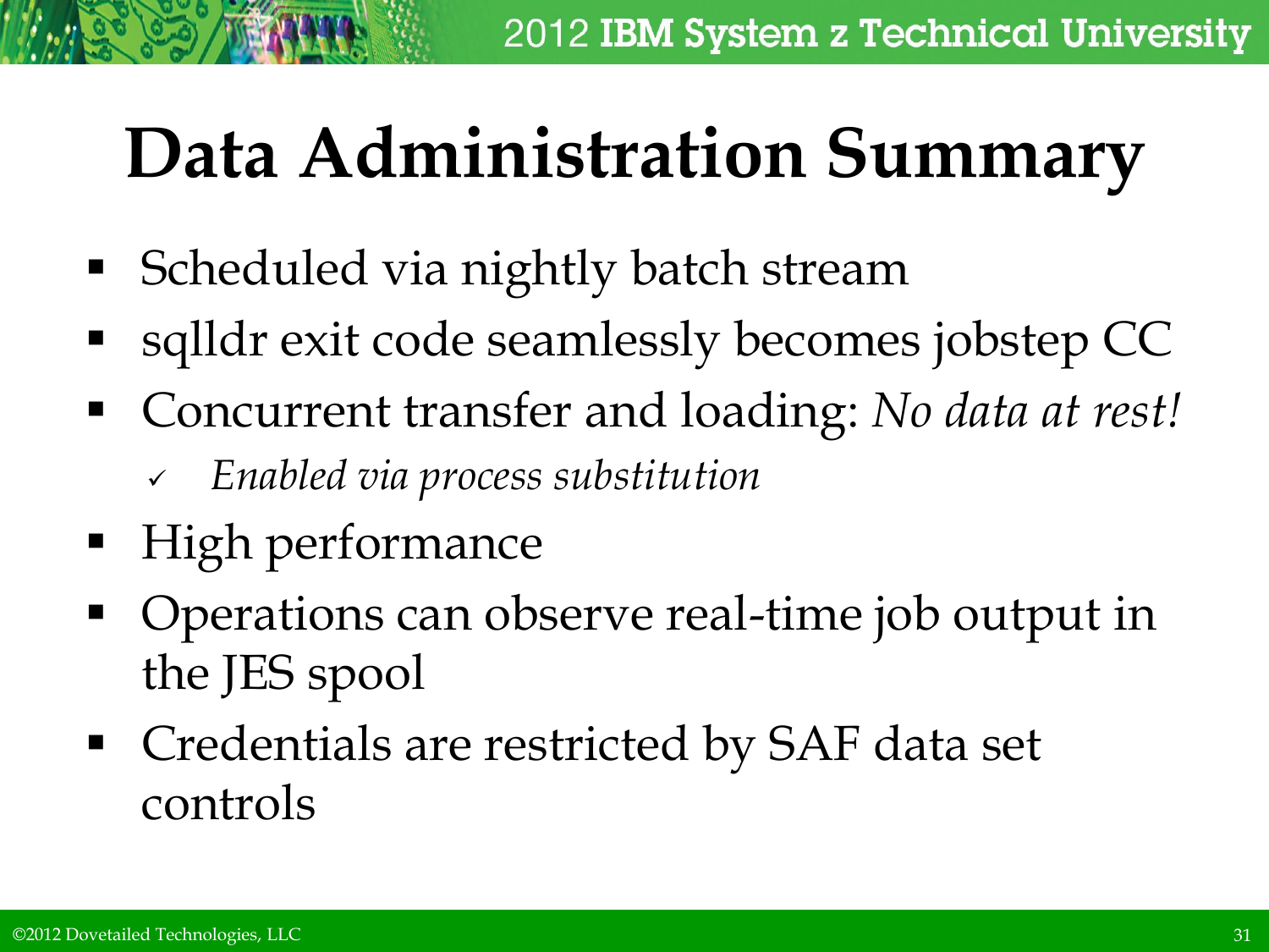# Data Administration Summary

- Scheduled via nightly batch stream
- sqlldr exit code seamlessly becomes jobstep CC
- Concurrent transfer and loading: *No data at rest!*
  - ✓ *Enabled via process substitution*
- High performance
- Operations can observe real-time job output in the JES spool
- Credentials are restricted by SAF data set controls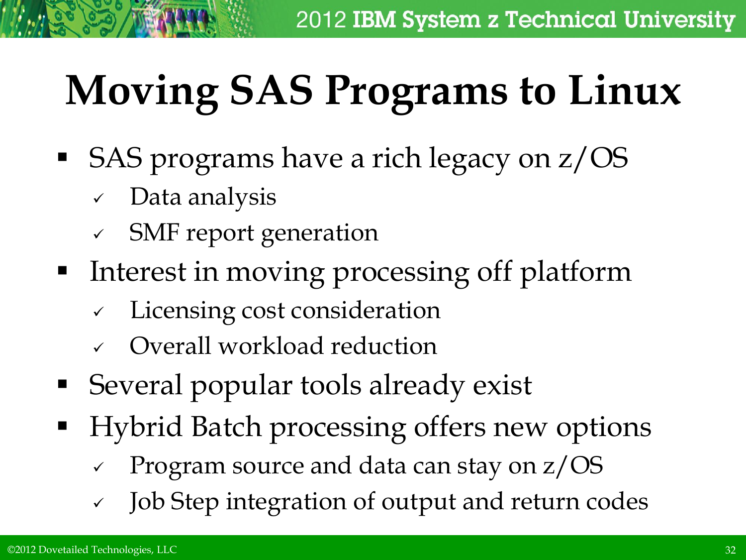# Moving SAS Programs to Linux

- SAS programs have a rich legacy on z/OS
  - ✓ Data analysis
  - ✓ SMF report generation
- Interest in moving processing off platform
  - ✓ Licensing cost consideration
  - ✓ Overall workload reduction
- Several popular tools already exist
- Hybrid Batch processing offers new options
  - ✓ Program source and data can stay on z/OS
  - ✓ Job Step integration of output and return codes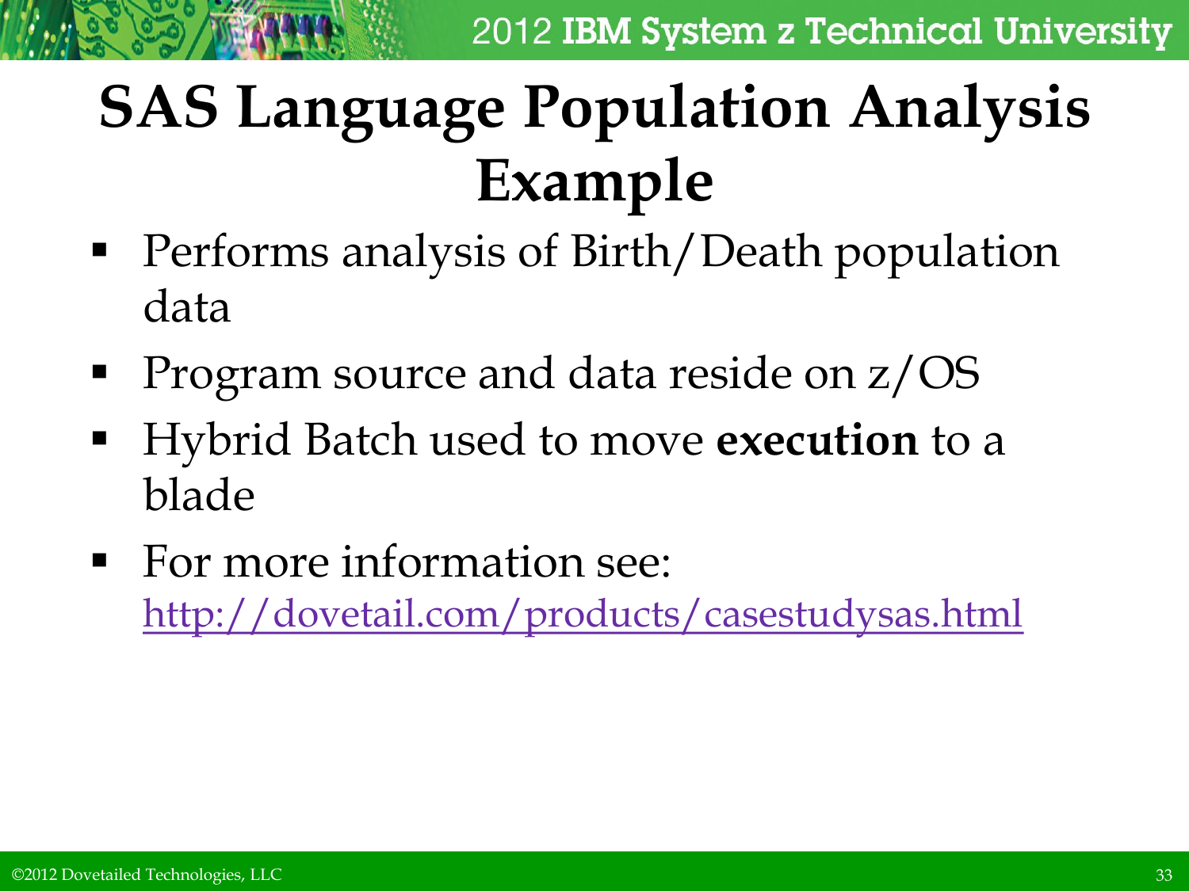# SAS Language Population Analysis Example

- Performs analysis of Birth/Death population data
- Program source and data reside on z/OS
- Hybrid Batch used to move **execution** to a blade
- For more information see: http://dovetail.com/products/casestudysas.html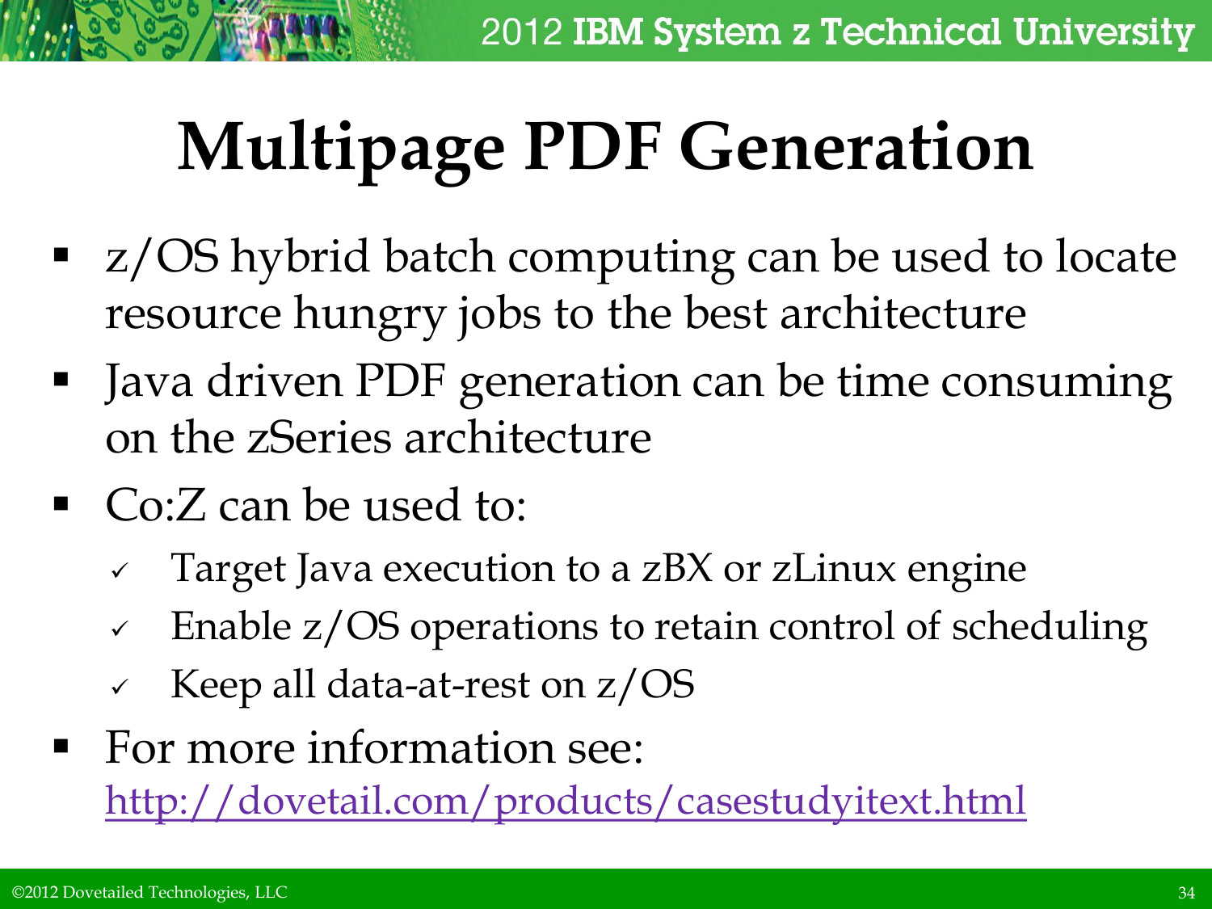# Multipage PDF Generation

- z/OS hybrid batch computing can be used to locate resource hungry jobs to the best architecture
- Java driven PDF generation can be time consuming on the zSeries architecture
- Co:Z can be used to:
  - ✓ Target Java execution to a zBX or zLinux engine
  - ✓ Enable z/OS operations to retain control of scheduling
  - ✓ Keep all data-at-rest on z/OS
- For more information see: http://dovetail.com/products/casestudyitext.html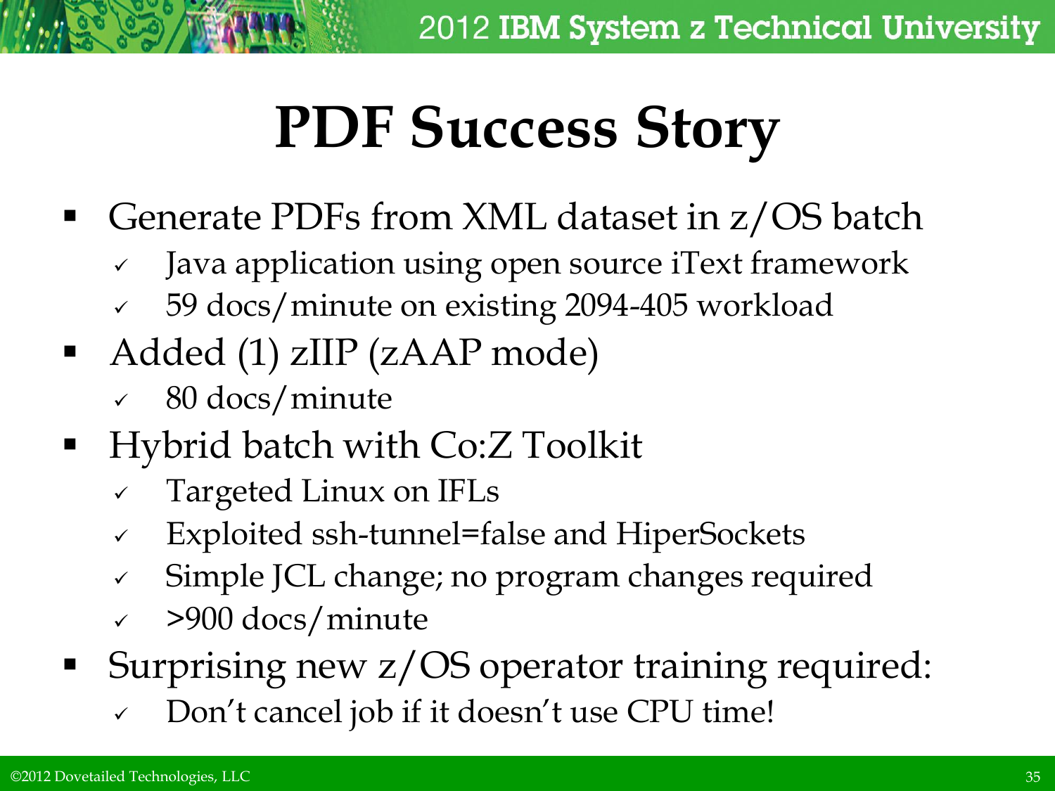# PDF Success Story

- Generate PDFs from XML dataset in z/OS batch
  - ✓ Java application using open source iText framework
  - ✓ 59 docs/minute on existing 2094-405 workload
- Added (1) zIIP (zAAP mode)
  - ✓ 80 docs/minute
- Hybrid batch with Co:Z Toolkit
  - ✓ Targeted Linux on IFLs
  - ✓ Exploited ssh-tunnel=false and HiperSockets
  - ✓ Simple JCL change; no program changes required
  - ✓ >900 docs/minute
- Surprising new z/OS operator training required:
  - ✓ Don't cancel job if it doesn't use CPU time!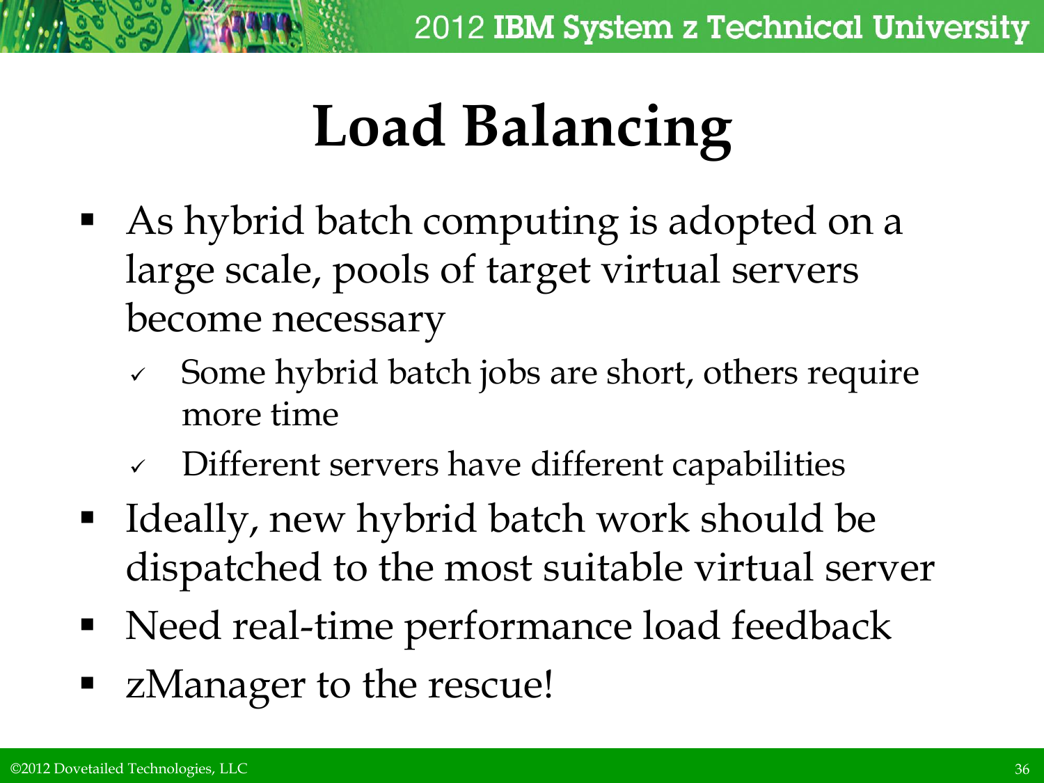# Load Balancing

- As hybrid batch computing is adopted on a large scale, pools of target virtual servers become necessary
  - ✓ Some hybrid batch jobs are short, others require more time
  - ✓ Different servers have different capabilities
- Ideally, new hybrid batch work should be dispatched to the most suitable virtual server
- Need real-time performance load feedback
- zManager to the rescue!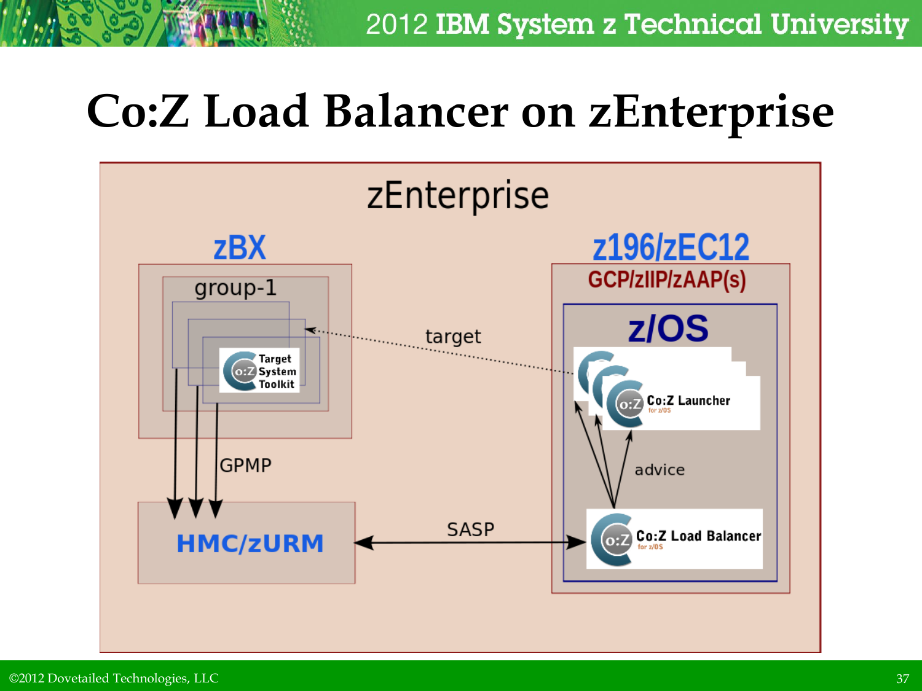# Co:Z Load Balancer on zEnterprise

zEnterprise

zBX

group-1

Target System Toolkit

z196/zEC12

GCP/zIIP/zAAP(s)

z/OS

Co:Z Launcher for z/OS

target

advice

GPMP

HMC/zURM

SASP

Co:Z Load Balancer for z/OS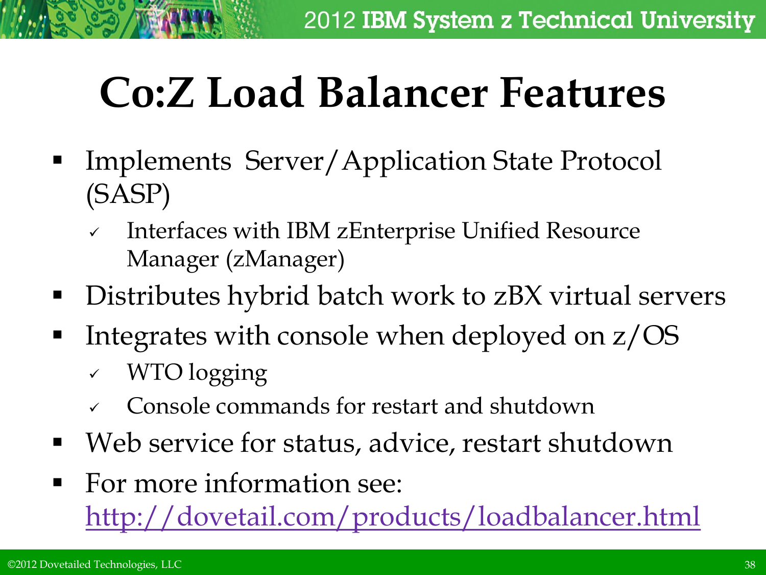# Co:Z Load Balancer Features

- Implements Server/Application State Protocol (SASP)
  - ✓ Interfaces with IBM zEnterprise Unified Resource Manager (zManager)
- Distributes hybrid batch work to zBX virtual servers
- Integrates with console when deployed on z/OS
  - ✓ WTO logging
  - ✓ Console commands for restart and shutdown
- Web service for status, advice, restart shutdown
- For more information see: [http://dovetail.com/products/loadbalancer.html](http://dovetail.com/products/loadbalancer.html)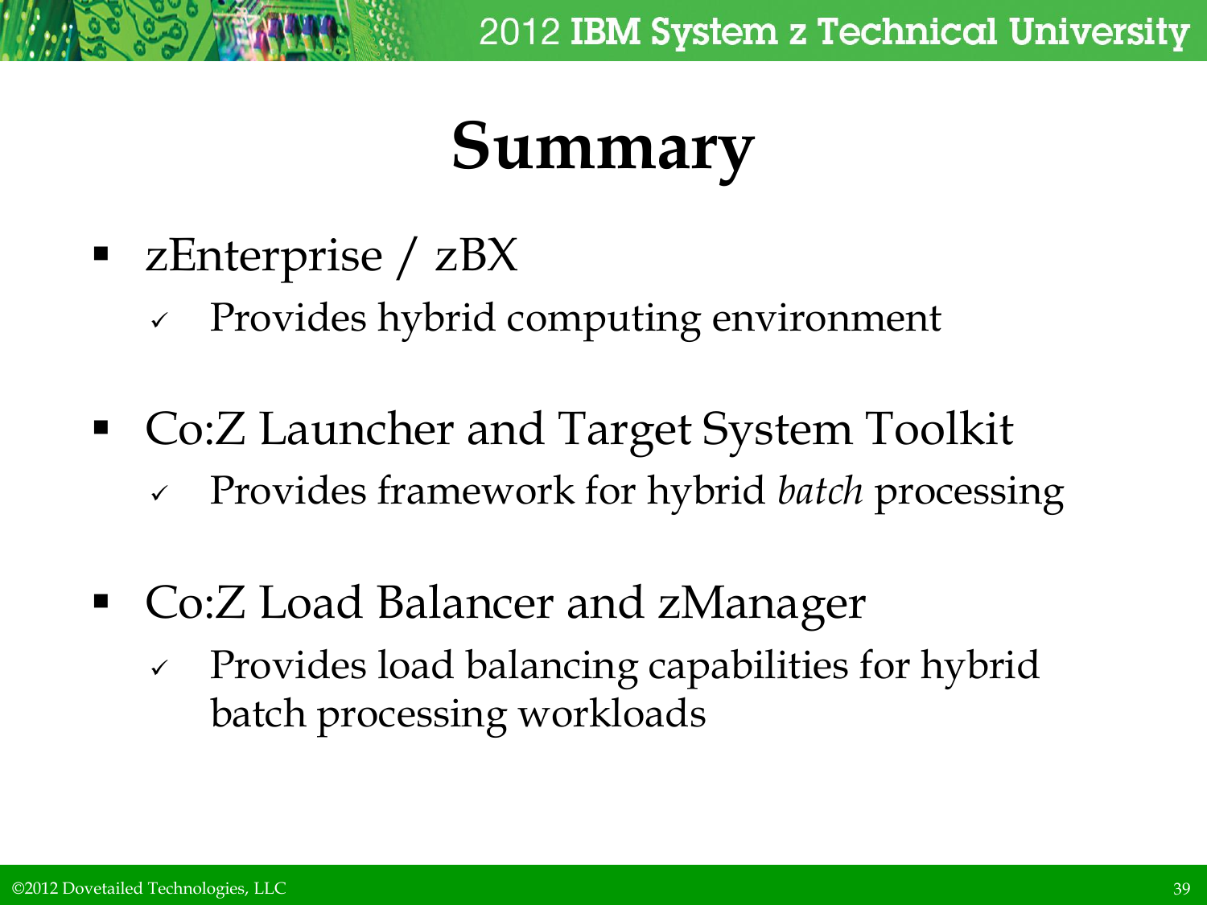# Summary

- zEnterprise / zBX
  - ✓ Provides hybrid computing environment
- Co:Z Launcher and Target System Toolkit
  - ✓ Provides framework for hybrid *batch* processing
- Co:Z Load Balancer and zManager
  - ✓ Provides load balancing capabilities for hybrid batch processing workloads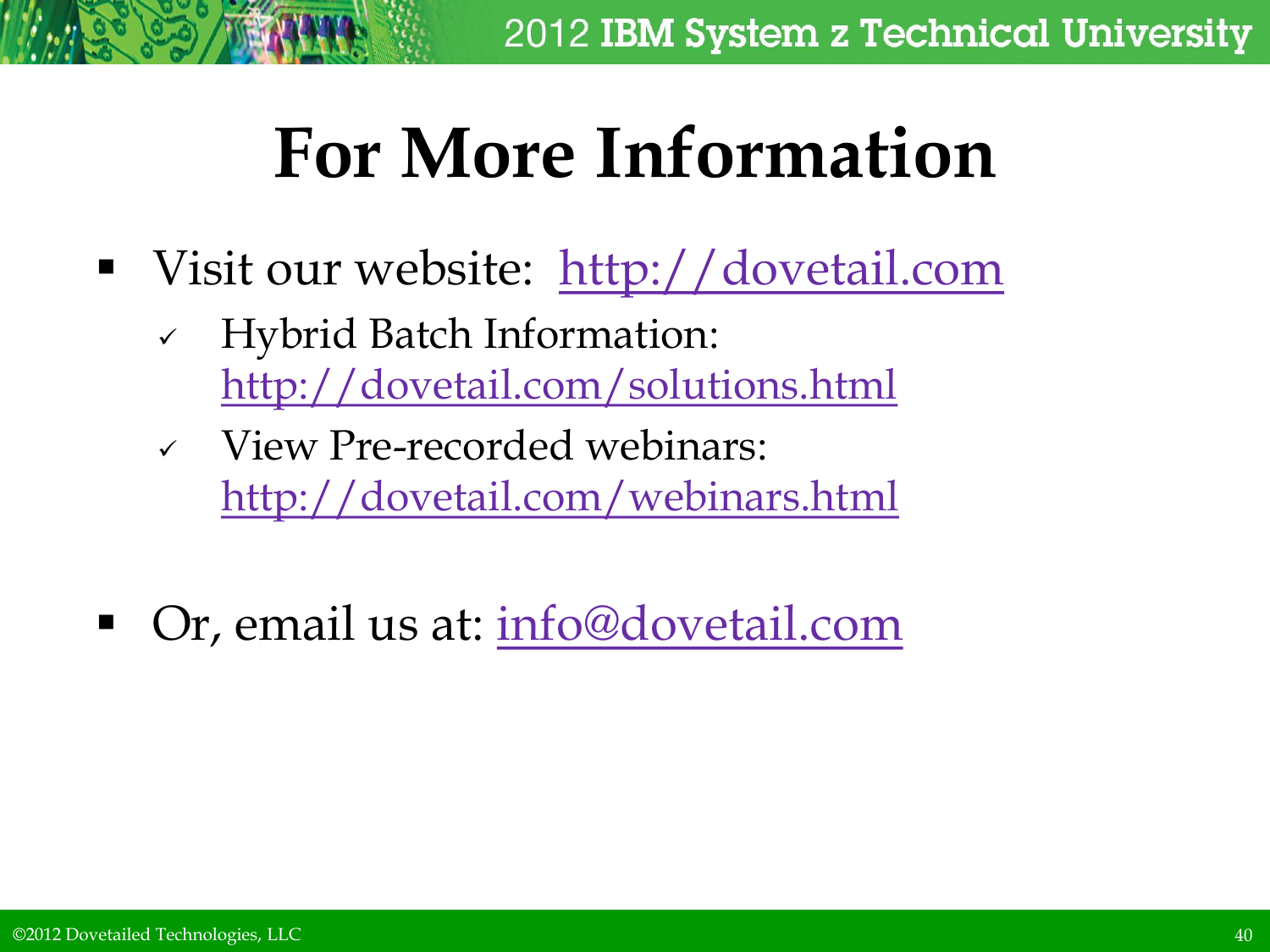# For More Information

- Visit our website: [http://dovetail.com](http://dovetail.com)
  - ✓ Hybrid Batch Information: [http://dovetail.com/solutions.html](http://dovetail.com/solutions.html)
  - ✓ View Pre-recorded webinars: [http://dovetail.com/webinars.html](http://dovetail.com/webinars.html)

- Or, email us at: [info@dovetail.com](mailto:info@dovetail.com)